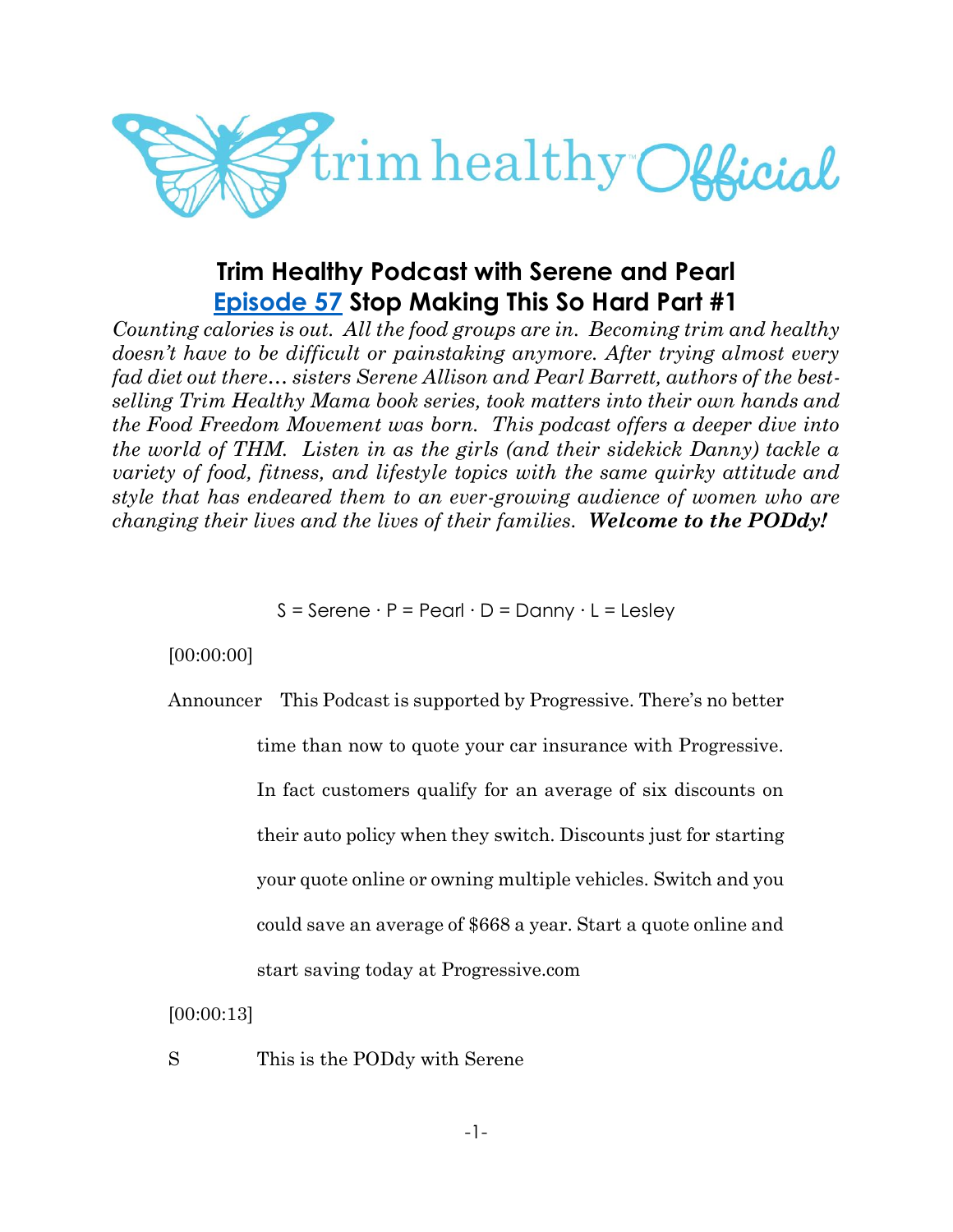# Trim Healthy Podcast with Serene and Pearl

## [Episode 57](#) Stop Making This So Hard Part #1

*Counting calories is out. All the food groups are in. Becoming trim and healthy doesn't have to be difficult or painstaking anymore. After trying almost every fad diet out there… sisters Serene Allison and Pearl Barrett, authors of the best-selling Trim Healthy Mama book series, took matters into their own hands and the Food Freedom Movement was born. This podcast offers a deeper dive into the world of THM. Listen in as the girls (and their sidekick Danny) tackle a variety of food, fitness, and lifestyle topics with the same quirky attitude and style that has endeared them to an ever-growing audience of women who are changing their lives and the lives of their families.* ***Welcome to the PODdy!***

S = Serene · P = Pearl · D = Danny · L = Lesley

[00:00:00]

Announcer This Podcast is supported by Progressive. There's no better time than now to quote your car insurance with Progressive. In fact customers qualify for an average of six discounts on their auto policy when they switch. Discounts just for starting your quote online or owning multiple vehicles. Switch and you could save an average of $668 a year. Start a quote online and start saving today at Progressive.com

[00:00:13]

S This is the PODdy with Serene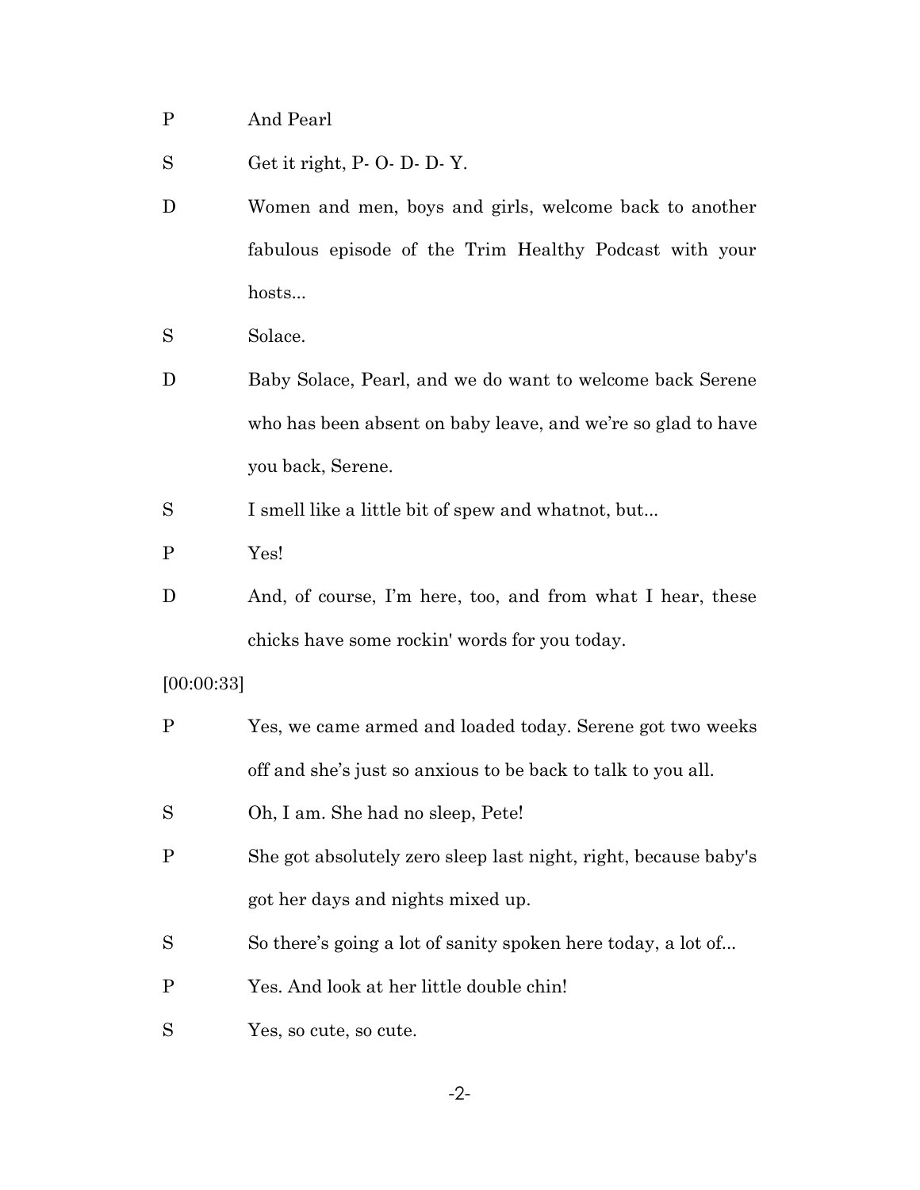P And Pearl

S Get it right, P- O- D- D- Y.

D Women and men, boys and girls, welcome back to another fabulous episode of the Trim Healthy Podcast with your hosts...

S Solace.

D Baby Solace, Pearl, and we do want to welcome back Serene who has been absent on baby leave, and we're so glad to have you back, Serene.

S I smell like a little bit of spew and whatnot, but...

P Yes!

D And, of course, I'm here, too, and from what I hear, these chicks have some rockin' words for you today.

[00:00:33]

P Yes, we came armed and loaded today. Serene got two weeks off and she's just so anxious to be back to talk to you all.

S Oh, I am. She had no sleep, Pete!

P She got absolutely zero sleep last night, right, because baby's got her days and nights mixed up.

S So there's going a lot of sanity spoken here today, a lot of...

P Yes. And look at her little double chin!

S Yes, so cute, so cute.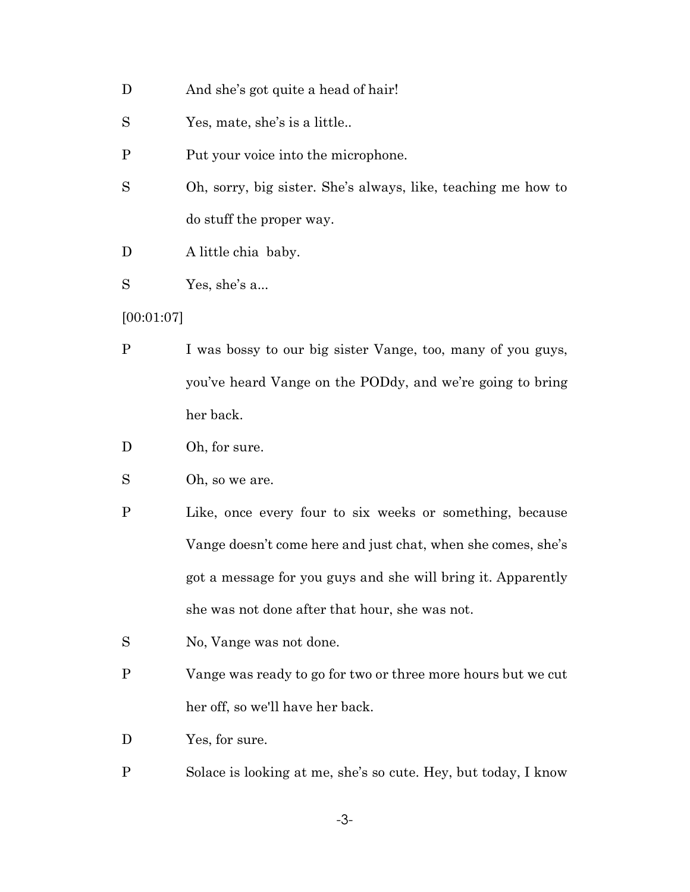D And she's got quite a head of hair!

S Yes, mate, she's is a little..

P Put your voice into the microphone.

S Oh, sorry, big sister. She's always, like, teaching me how to do stuff the proper way.

D A little chia baby.

S Yes, she's a...

[00:01:07]

P I was bossy to our big sister Vange, too, many of you guys, you've heard Vange on the PODdy, and we're going to bring her back.

D Oh, for sure.

S Oh, so we are.

P Like, once every four to six weeks or something, because Vange doesn't come here and just chat, when she comes, she's got a message for you guys and she will bring it. Apparently she was not done after that hour, she was not.

S No, Vange was not done.

P Vange was ready to go for two or three more hours but we cut her off, so we'll have her back.

D Yes, for sure.

P Solace is looking at me, she's so cute. Hey, but today, I know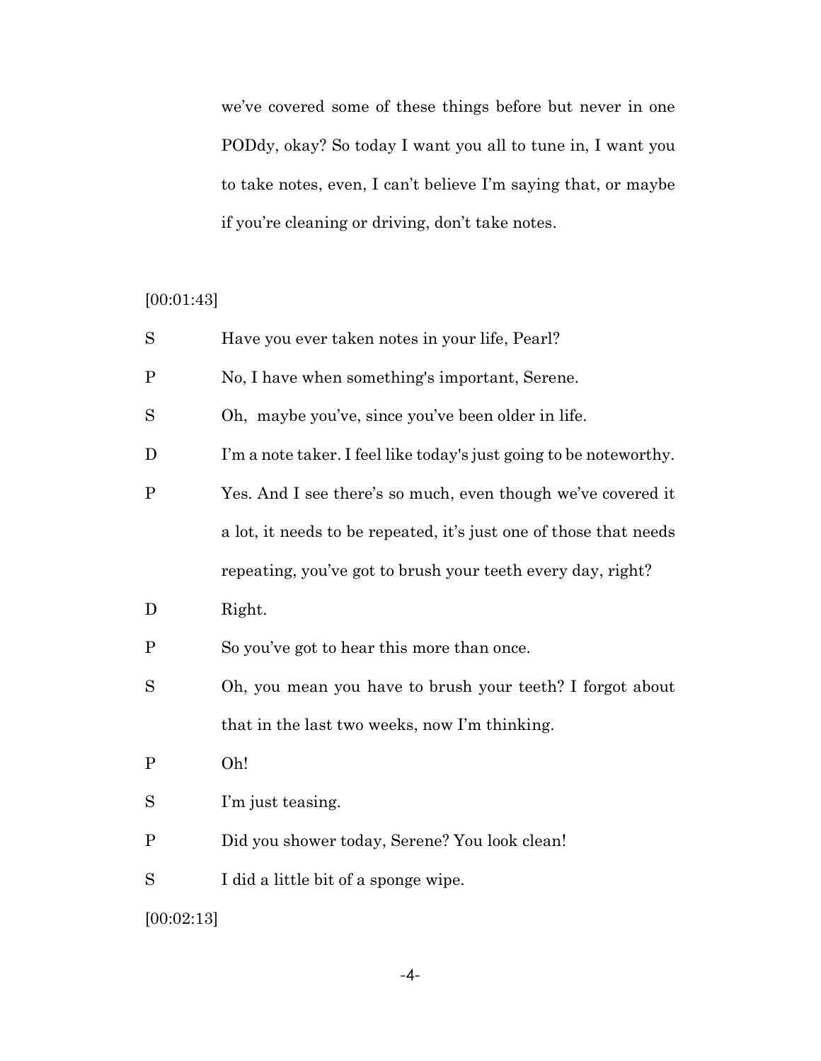we've covered some of these things before but never in one PODdy, okay? So today I want you all to tune in, I want you to take notes, even, I can't believe I'm saying that, or maybe if you're cleaning or driving, don't take notes.

[00:01:43]

S Have you ever taken notes in your life, Pearl?

P No, I have when something's important, Serene.

S Oh, maybe you've, since you've been older in life.

D I'm a note taker. I feel like today's just going to be noteworthy.

P Yes. And I see there's so much, even though we've covered it a lot, it needs to be repeated, it's just one of those that needs repeating, you've got to brush your teeth every day, right?

D Right.

P So you've got to hear this more than once.

S Oh, you mean you have to brush your teeth? I forgot about that in the last two weeks, now I'm thinking.

P Oh!

S I'm just teasing.

P Did you shower today, Serene? You look clean!

S I did a little bit of a sponge wipe.

[00:02:13]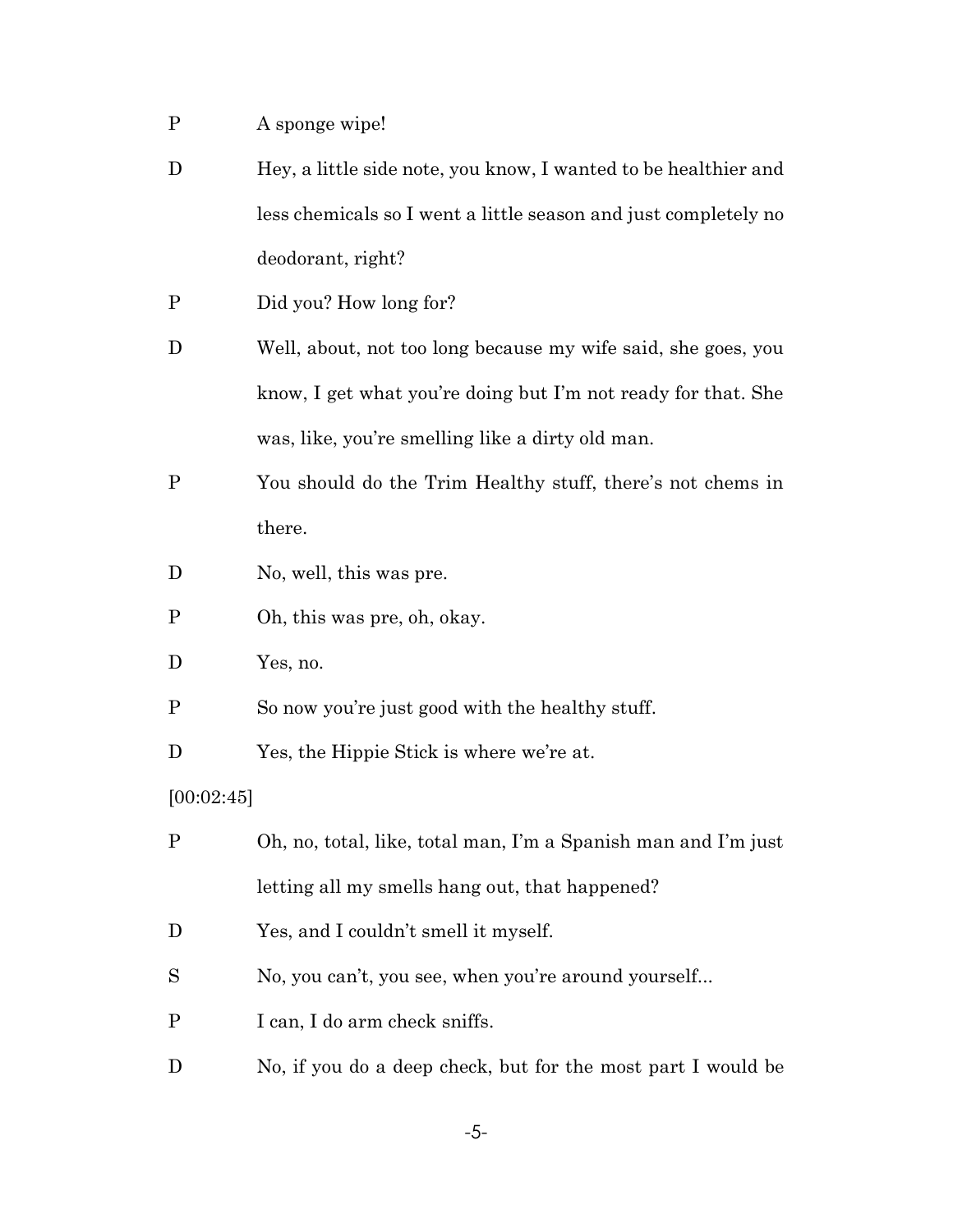P A sponge wipe!

D Hey, a little side note, you know, I wanted to be healthier and less chemicals so I went a little season and just completely no deodorant, right?

P Did you? How long for?

D Well, about, not too long because my wife said, she goes, you know, I get what you're doing but I'm not ready for that. She was, like, you're smelling like a dirty old man.

P You should do the Trim Healthy stuff, there's not chems in there.

D No, well, this was pre.

P Oh, this was pre, oh, okay.

D Yes, no.

P So now you're just good with the healthy stuff.

D Yes, the Hippie Stick is where we're at.

[00:02:45]

P Oh, no, total, like, total man, I'm a Spanish man and I'm just letting all my smells hang out, that happened?

D Yes, and I couldn't smell it myself.

S No, you can't, you see, when you're around yourself...

P I can, I do arm check sniffs.

D No, if you do a deep check, but for the most part I would be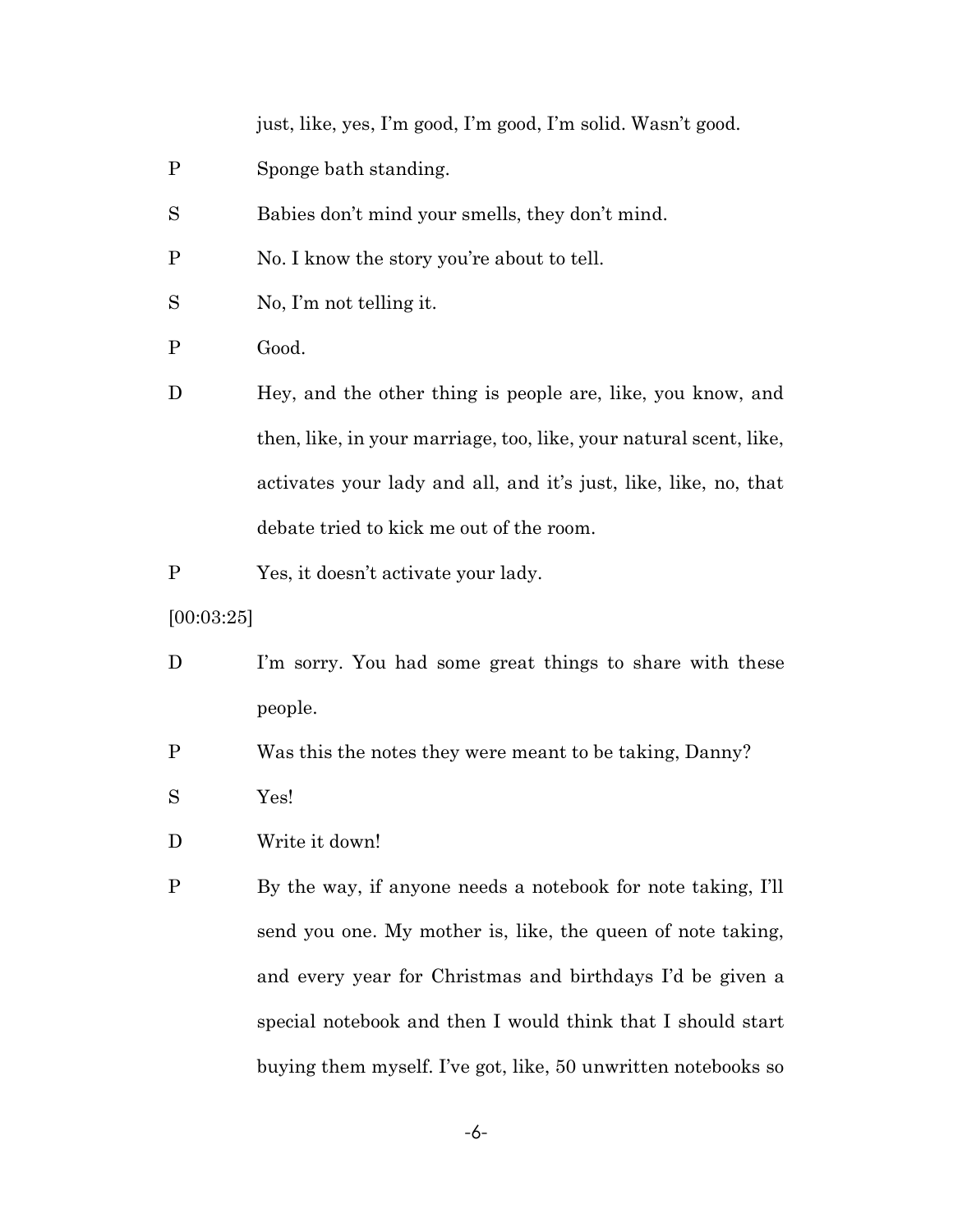just, like, yes, I'm good, I'm good, I'm solid. Wasn't good.

P Sponge bath standing.

S Babies don't mind your smells, they don't mind.

P No. I know the story you're about to tell.

S No, I'm not telling it.

P Good.

D Hey, and the other thing is people are, like, you know, and then, like, in your marriage, too, like, your natural scent, like, activates your lady and all, and it's just, like, like, no, that debate tried to kick me out of the room.

P Yes, it doesn't activate your lady.

[00:03:25]

D I'm sorry. You had some great things to share with these people.

P Was this the notes they were meant to be taking, Danny?

S Yes!

D Write it down!

P By the way, if anyone needs a notebook for note taking, I'll send you one. My mother is, like, the queen of note taking, and every year for Christmas and birthdays I'd be given a special notebook and then I would think that I should start buying them myself. I've got, like, 50 unwritten notebooks so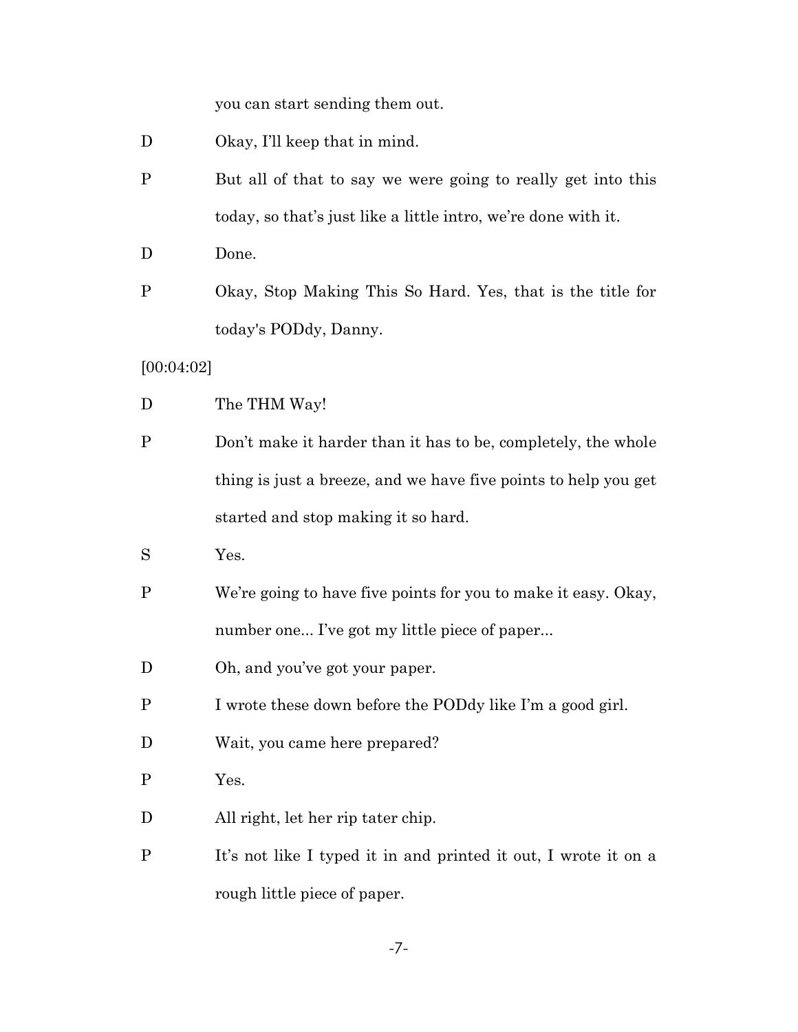you can start sending them out.

D Okay, I'll keep that in mind.

P But all of that to say we were going to really get into this today, so that's just like a little intro, we're done with it.

D Done.

P Okay, Stop Making This So Hard. Yes, that is the title for today's PODdy, Danny.

[00:04:02]

D The THM Way!

P Don't make it harder than it has to be, completely, the whole thing is just a breeze, and we have five points to help you get started and stop making it so hard.

S Yes.

P We're going to have five points for you to make it easy. Okay, number one... I've got my little piece of paper...

D Oh, and you've got your paper.

P I wrote these down before the PODdy like I'm a good girl.

D Wait, you came here prepared?

P Yes.

D All right, let her rip tater chip.

P It's not like I typed it in and printed it out, I wrote it on a rough little piece of paper.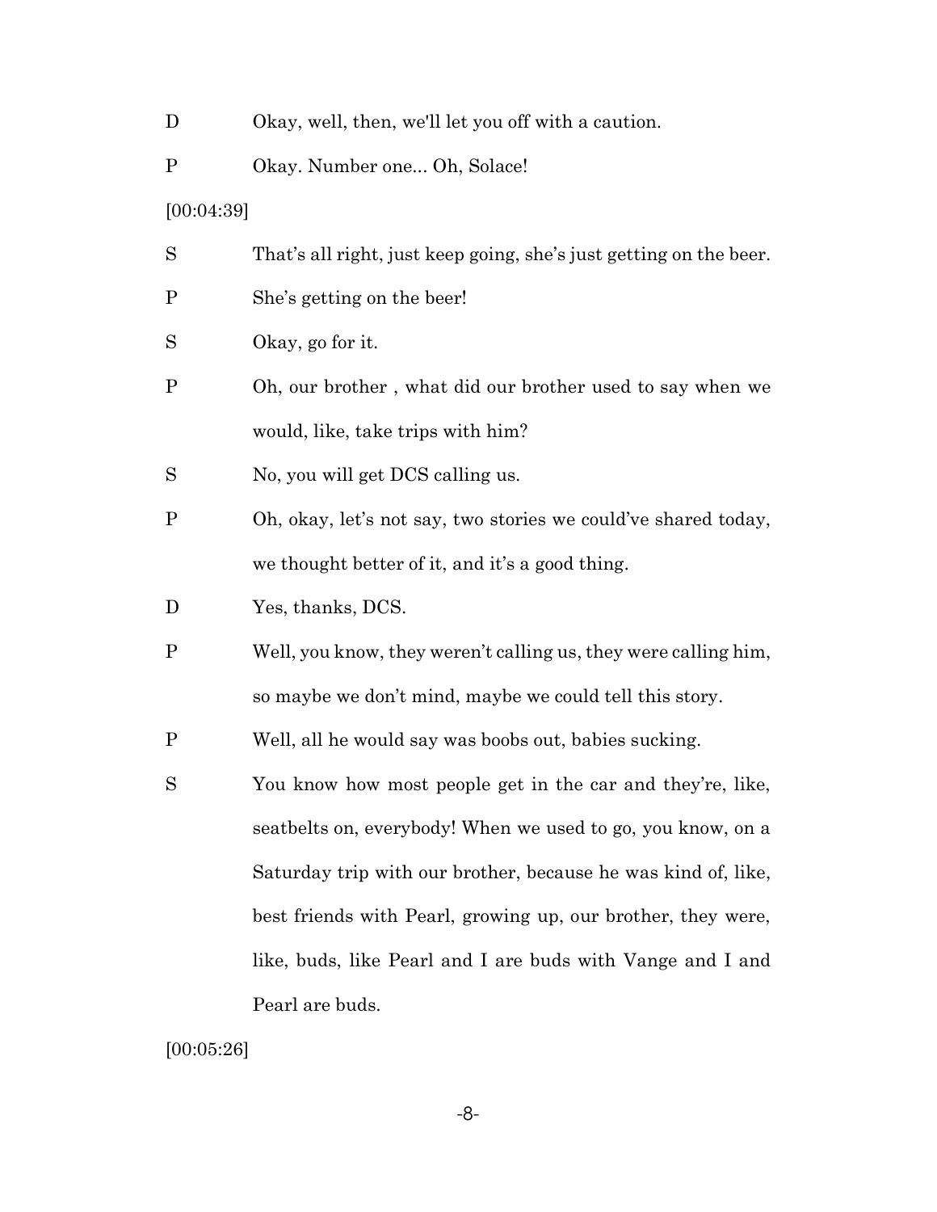D Okay, well, then, we'll let you off with a caution.

P Okay. Number one... Oh, Solace!

[00:04:39]

S That's all right, just keep going, she's just getting on the beer.

P She's getting on the beer!

S Okay, go for it.

P Oh, our brother , what did our brother used to say when we would, like, take trips with him?

S No, you will get DCS calling us.

P Oh, okay, let's not say, two stories we could've shared today, we thought better of it, and it's a good thing.

D Yes, thanks, DCS.

P Well, you know, they weren't calling us, they were calling him, so maybe we don't mind, maybe we could tell this story.

P Well, all he would say was boobs out, babies sucking.

S You know how most people get in the car and they're, like, seatbelts on, everybody! When we used to go, you know, on a Saturday trip with our brother, because he was kind of, like, best friends with Pearl, growing up, our brother, they were, like, buds, like Pearl and I are buds with Vange and I and Pearl are buds.

[00:05:26]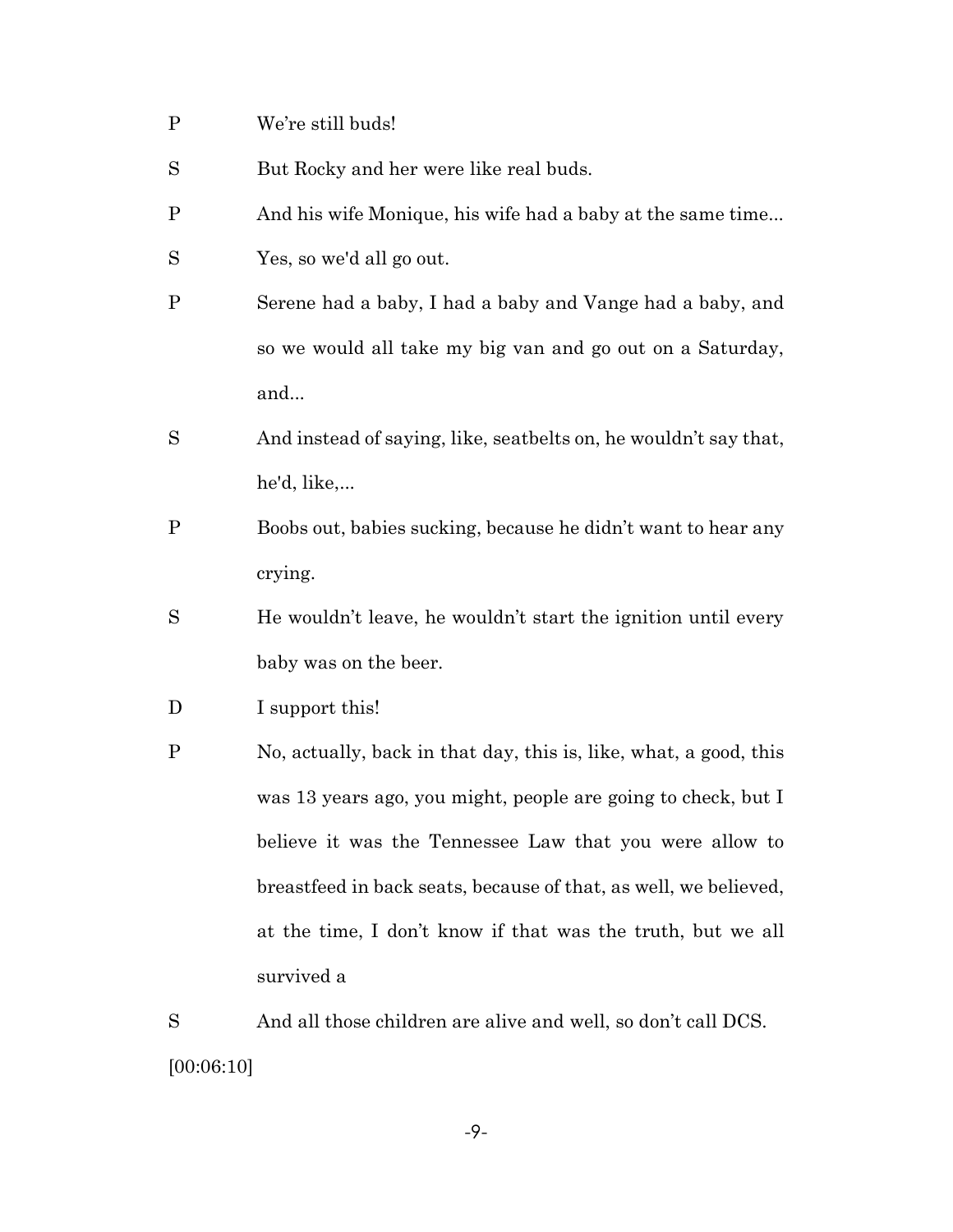P We're still buds!

S But Rocky and her were like real buds.

P And his wife Monique, his wife had a baby at the same time...

S Yes, so we'd all go out.

P Serene had a baby, I had a baby and Vange had a baby, and so we would all take my big van and go out on a Saturday, and...

S And instead of saying, like, seatbelts on, he wouldn't say that, he'd, like,...

P Boobs out, babies sucking, because he didn't want to hear any crying.

S He wouldn't leave, he wouldn't start the ignition until every baby was on the beer.

D I support this!

P No, actually, back in that day, this is, like, what, a good, this was 13 years ago, you might, people are going to check, but I believe it was the Tennessee Law that you were allow to breastfeed in back seats, because of that, as well, we believed, at the time, I don't know if that was the truth, but we all survived a

S And all those children are alive and well, so don't call DCS.

[00:06:10]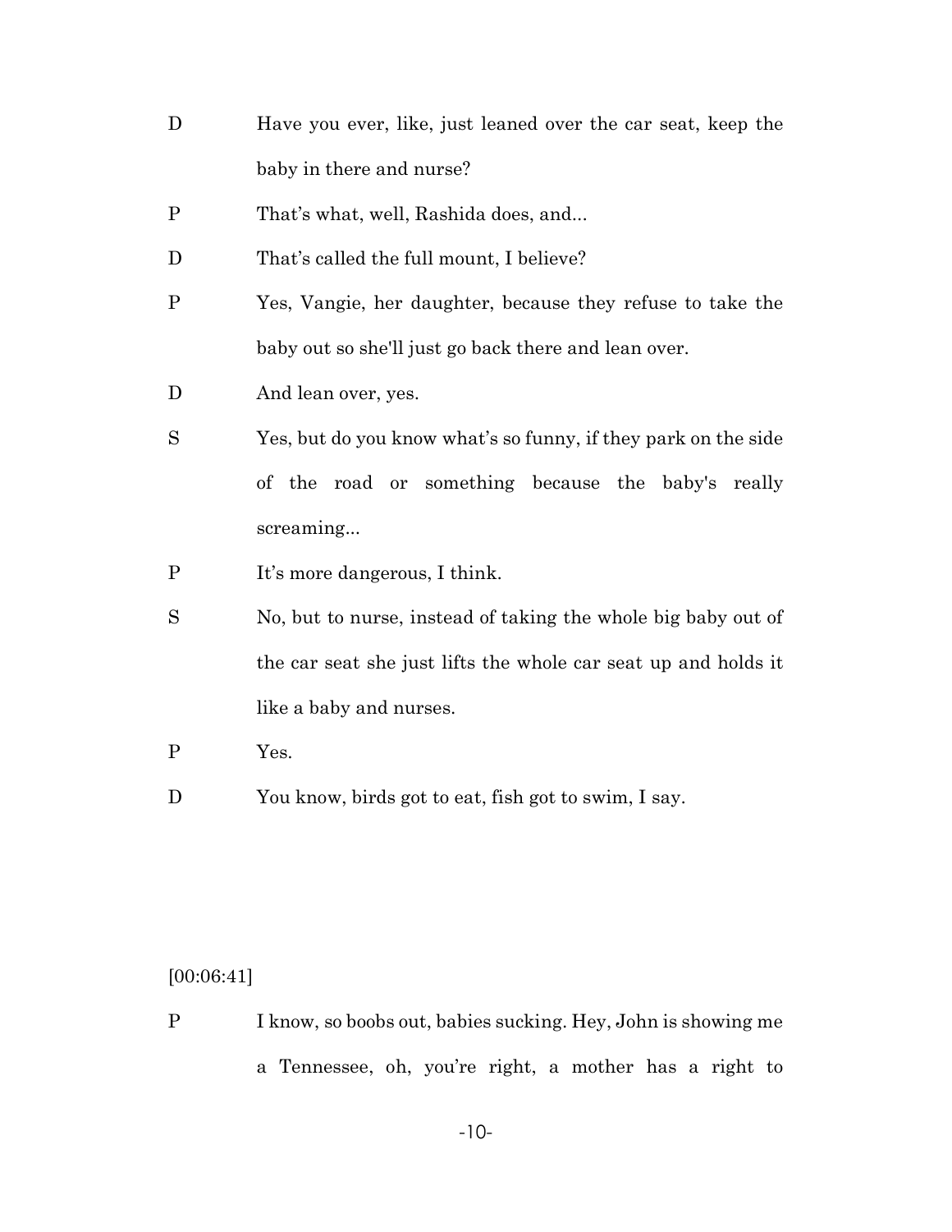D Have you ever, like, just leaned over the car seat, keep the baby in there and nurse?

P That's what, well, Rashida does, and...

D That's called the full mount, I believe?

P Yes, Vangie, her daughter, because they refuse to take the baby out so she'll just go back there and lean over.

D And lean over, yes.

S Yes, but do you know what's so funny, if they park on the side of the road or something because the baby's really screaming...

P It's more dangerous, I think.

S No, but to nurse, instead of taking the whole big baby out of the car seat she just lifts the whole car seat up and holds it like a baby and nurses.

P Yes.

D You know, birds got to eat, fish got to swim, I say.

[00:06:41]

P I know, so boobs out, babies sucking. Hey, John is showing me a Tennessee, oh, you're right, a mother has a right to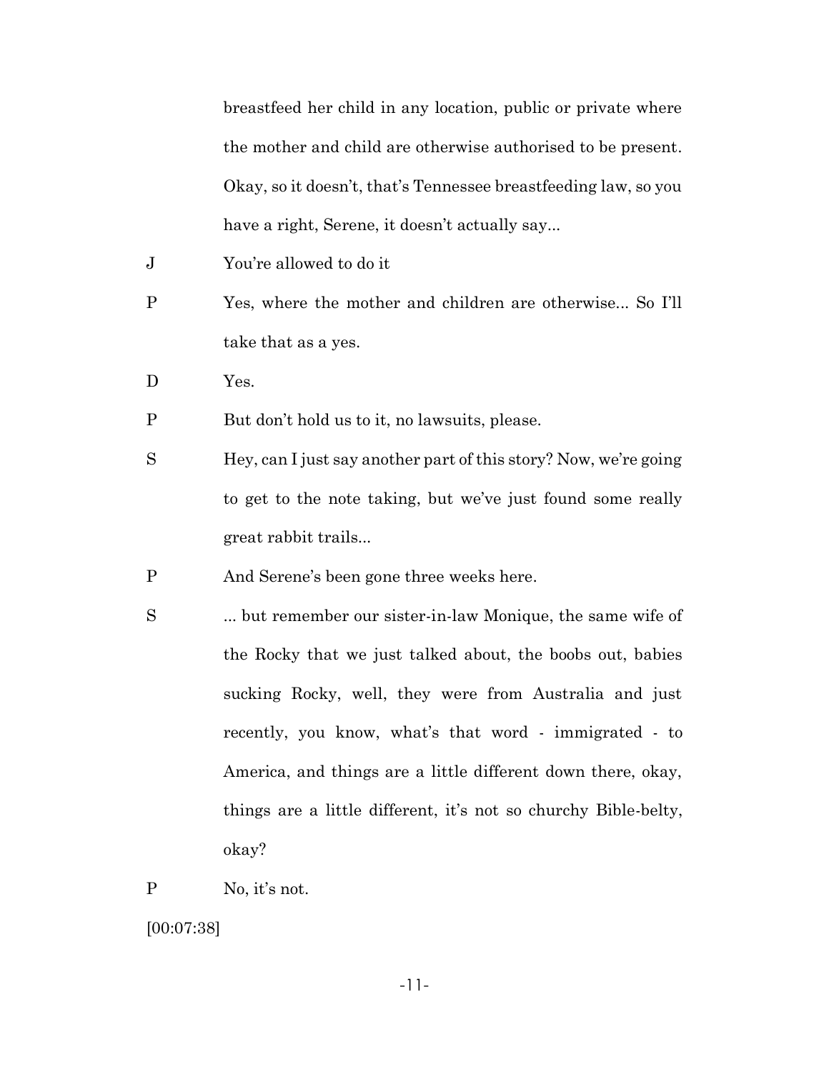breastfeed her child in any location, public or private where the mother and child are otherwise authorised to be present. Okay, so it doesn't, that's Tennessee breastfeeding law, so you have a right, Serene, it doesn't actually say...

J You're allowed to do it

P Yes, where the mother and children are otherwise... So I'll take that as a yes.

D Yes.

P But don't hold us to it, no lawsuits, please.

S Hey, can I just say another part of this story? Now, we're going to get to the note taking, but we've just found some really great rabbit trails...

P And Serene's been gone three weeks here.

S ... but remember our sister-in-law Monique, the same wife of the Rocky that we just talked about, the boobs out, babies sucking Rocky, well, they were from Australia and just recently, you know, what's that word - immigrated - to America, and things are a little different down there, okay, things are a little different, it's not so churchy Bible-belty, okay?

P No, it's not.

[00:07:38]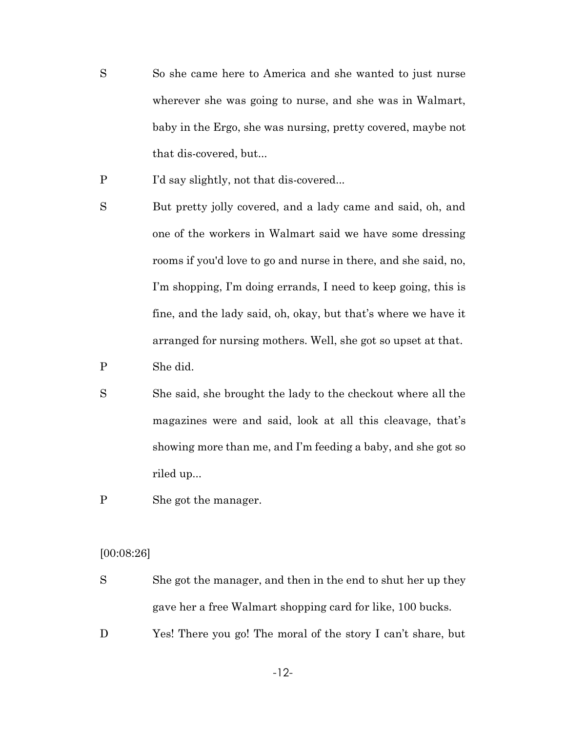S So she came here to America and she wanted to just nurse wherever she was going to nurse, and she was in Walmart, baby in the Ergo, she was nursing, pretty covered, maybe not that dis-covered, but...

P I'd say slightly, not that dis-covered...

S But pretty jolly covered, and a lady came and said, oh, and one of the workers in Walmart said we have some dressing rooms if you'd love to go and nurse in there, and she said, no, I'm shopping, I'm doing errands, I need to keep going, this is fine, and the lady said, oh, okay, but that's where we have it arranged for nursing mothers. Well, she got so upset at that.

P She did.

S She said, she brought the lady to the checkout where all the magazines were and said, look at all this cleavage, that's showing more than me, and I'm feeding a baby, and she got so riled up...

P She got the manager.

[00:08:26]

S She got the manager, and then in the end to shut her up they gave her a free Walmart shopping card for like, 100 bucks.

D Yes! There you go! The moral of the story I can't share, but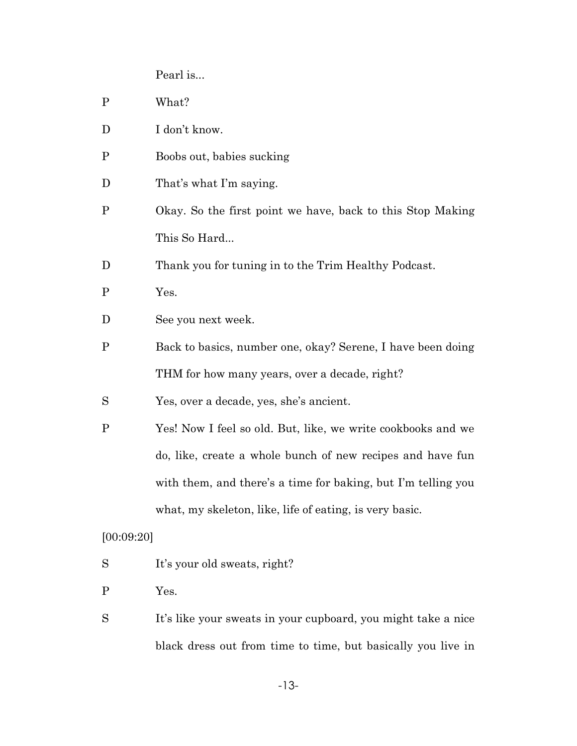Pearl is...

P What?

D I don't know.

P Boobs out, babies sucking

D That's what I'm saying.

P Okay. So the first point we have, back to this Stop Making This So Hard...

D Thank you for tuning in to the Trim Healthy Podcast.

P Yes.

D See you next week.

P Back to basics, number one, okay? Serene, I have been doing THM for how many years, over a decade, right?

S Yes, over a decade, yes, she's ancient.

P Yes! Now I feel so old. But, like, we write cookbooks and we do, like, create a whole bunch of new recipes and have fun with them, and there's a time for baking, but I'm telling you what, my skeleton, like, life of eating, is very basic.

[00:09:20]

S It's your old sweats, right?

P Yes.

S It's like your sweats in your cupboard, you might take a nice black dress out from time to time, but basically you live in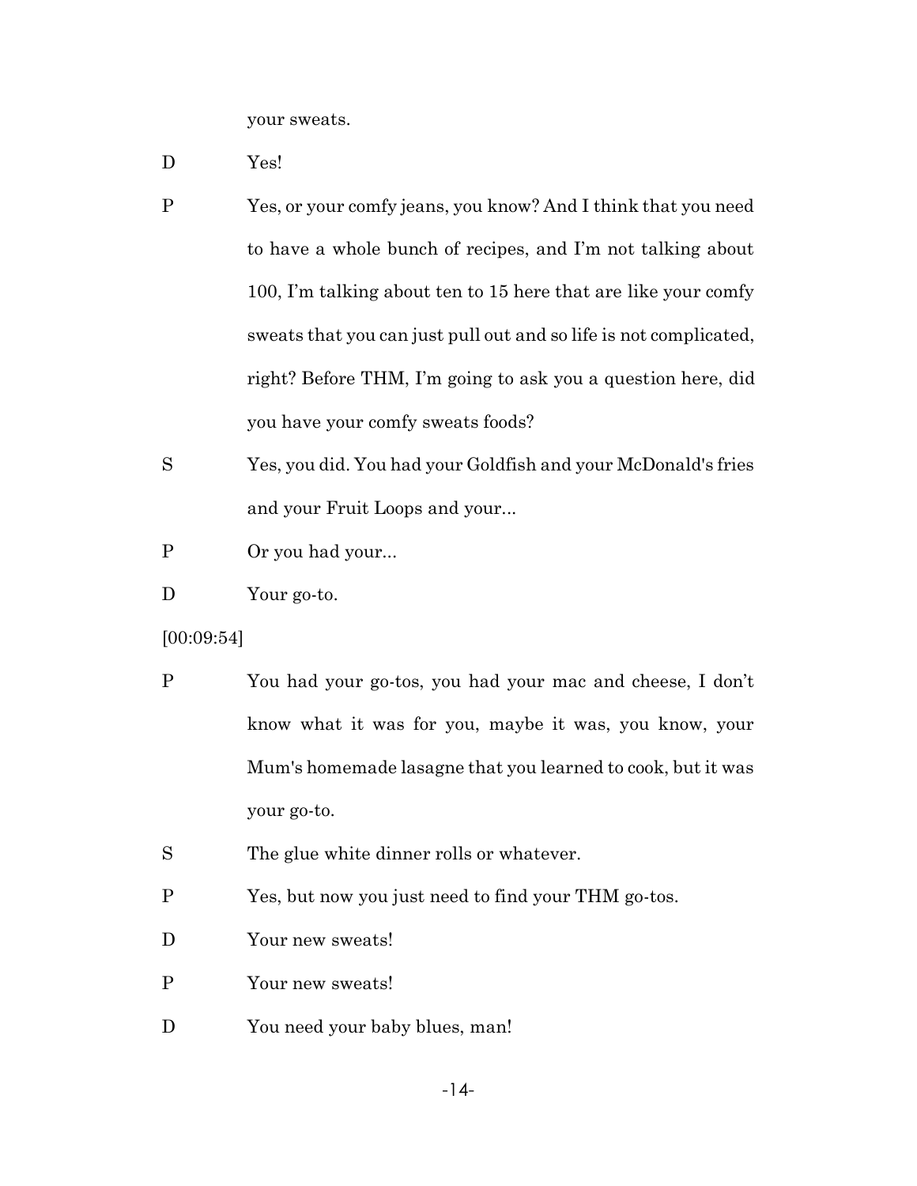your sweats.

D Yes!

P Yes, or your comfy jeans, you know? And I think that you need to have a whole bunch of recipes, and I'm not talking about 100, I'm talking about ten to 15 here that are like your comfy sweats that you can just pull out and so life is not complicated, right? Before THM, I'm going to ask you a question here, did you have your comfy sweats foods?

S Yes, you did. You had your Goldfish and your McDonald's fries and your Fruit Loops and your...

P Or you had your...

D Your go-to.

[00:09:54]

P You had your go-tos, you had your mac and cheese, I don't know what it was for you, maybe it was, you know, your Mum's homemade lasagne that you learned to cook, but it was your go-to.

S The glue white dinner rolls or whatever.

P Yes, but now you just need to find your THM go-tos.

D Your new sweats!

P Your new sweats!

D You need your baby blues, man!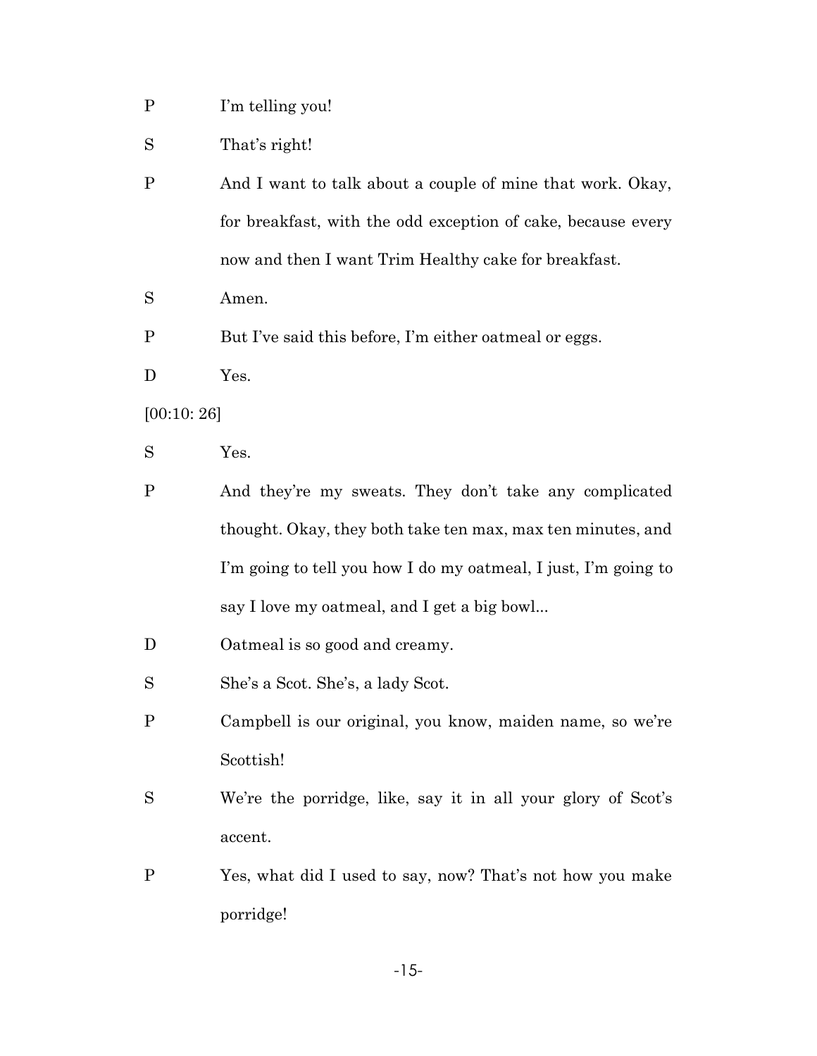P I'm telling you!

S That's right!

P And I want to talk about a couple of mine that work. Okay, for breakfast, with the odd exception of cake, because every now and then I want Trim Healthy cake for breakfast.

S Amen.

P But I've said this before, I'm either oatmeal or eggs.

D Yes.

[00:10: 26]

S Yes.

P And they're my sweats. They don't take any complicated thought. Okay, they both take ten max, max ten minutes, and I'm going to tell you how I do my oatmeal, I just, I'm going to say I love my oatmeal, and I get a big bowl...

D Oatmeal is so good and creamy.

S She's a Scot. She's, a lady Scot.

P Campbell is our original, you know, maiden name, so we're Scottish!

S We're the porridge, like, say it in all your glory of Scot's accent.

P Yes, what did I used to say, now? That's not how you make porridge!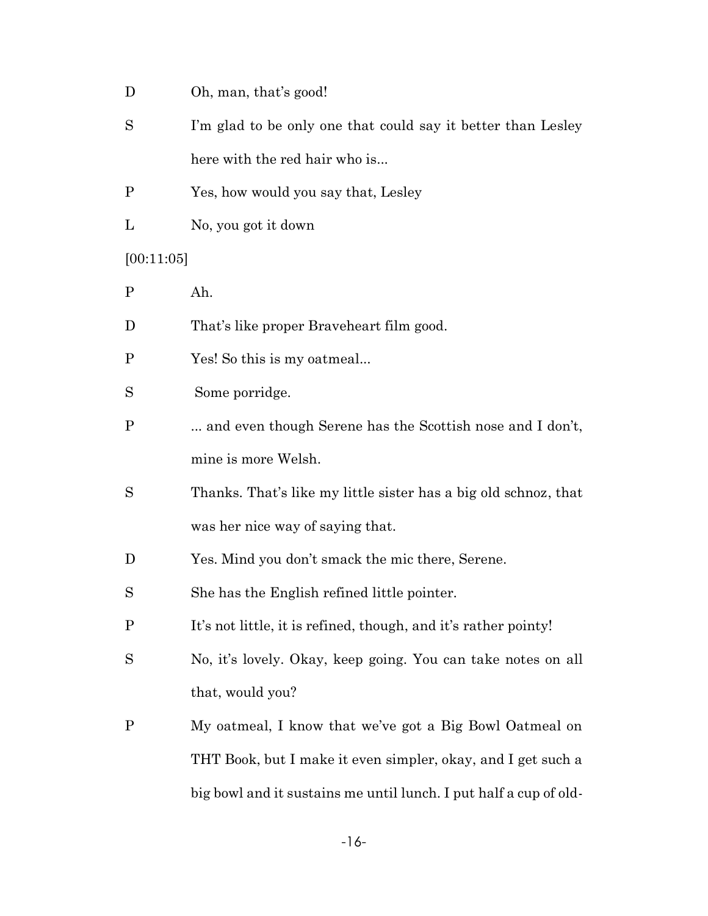D Oh, man, that's good!

S I'm glad to be only one that could say it better than Lesley here with the red hair who is...

P Yes, how would you say that, Lesley

L No, you got it down

[00:11:05]

P Ah.

D That's like proper Braveheart film good.

P Yes! So this is my oatmeal...

S Some porridge.

P ... and even though Serene has the Scottish nose and I don't, mine is more Welsh.

S Thanks. That's like my little sister has a big old schnoz, that was her nice way of saying that.

D Yes. Mind you don't smack the mic there, Serene.

S She has the English refined little pointer.

P It's not little, it is refined, though, and it's rather pointy!

S No, it's lovely. Okay, keep going. You can take notes on all that, would you?

P My oatmeal, I know that we've got a Big Bowl Oatmeal on THT Book, but I make it even simpler, okay, and I get such a big bowl and it sustains me until lunch. I put half a cup of old-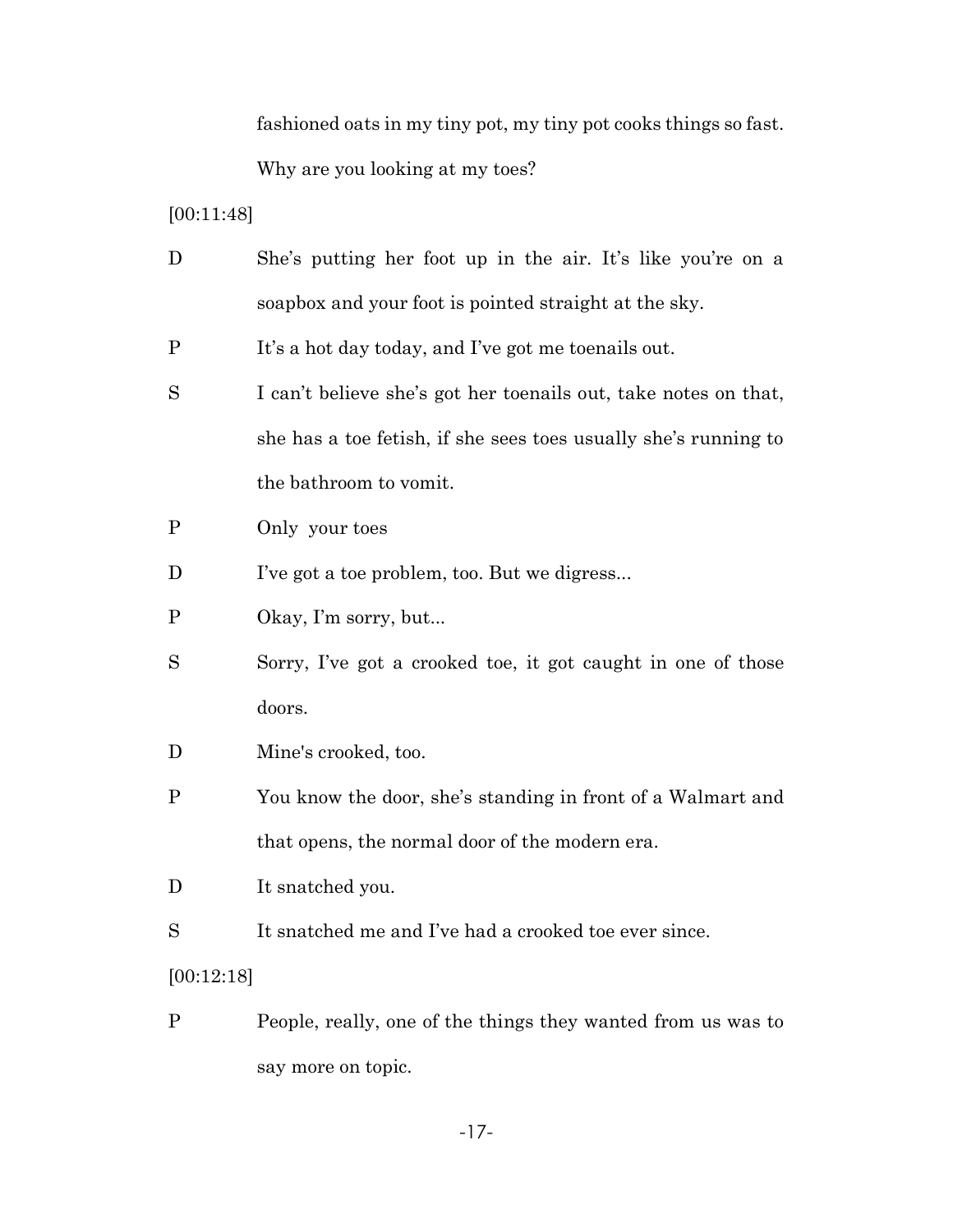fashioned oats in my tiny pot, my tiny pot cooks things so fast. Why are you looking at my toes?

[00:11:48]

D She's putting her foot up in the air. It's like you're on a soapbox and your foot is pointed straight at the sky.

P It's a hot day today, and I've got me toenails out.

S I can't believe she's got her toenails out, take notes on that, she has a toe fetish, if she sees toes usually she's running to the bathroom to vomit.

P Only your toes

D I've got a toe problem, too. But we digress...

P Okay, I'm sorry, but...

S Sorry, I've got a crooked toe, it got caught in one of those doors.

D Mine's crooked, too.

P You know the door, she's standing in front of a Walmart and that opens, the normal door of the modern era.

D It snatched you.

S It snatched me and I've had a crooked toe ever since.

[00:12:18]

P People, really, one of the things they wanted from us was to say more on topic.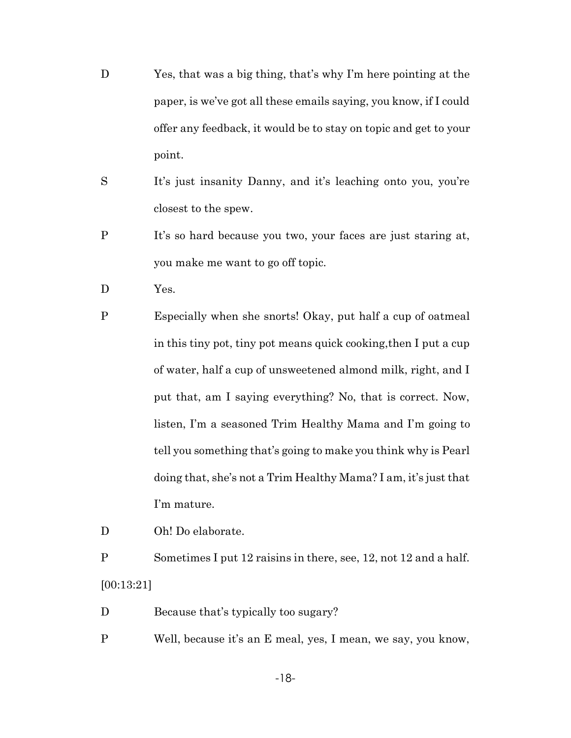D Yes, that was a big thing, that's why I'm here pointing at the paper, is we've got all these emails saying, you know, if I could offer any feedback, it would be to stay on topic and get to your point.

S It's just insanity Danny, and it's leaching onto you, you're closest to the spew.

P It's so hard because you two, your faces are just staring at, you make me want to go off topic.

D Yes.

P Especially when she snorts! Okay, put half a cup of oatmeal in this tiny pot, tiny pot means quick cooking,then I put a cup of water, half a cup of unsweetened almond milk, right, and I put that, am I saying everything? No, that is correct. Now, listen, I'm a seasoned Trim Healthy Mama and I'm going to tell you something that's going to make you think why is Pearl doing that, she's not a Trim Healthy Mama? I am, it's just that I'm mature.

D Oh! Do elaborate.

P Sometimes I put 12 raisins in there, see, 12, not 12 and a half.

[00:13:21]

D Because that's typically too sugary?

P Well, because it's an E meal, yes, I mean, we say, you know,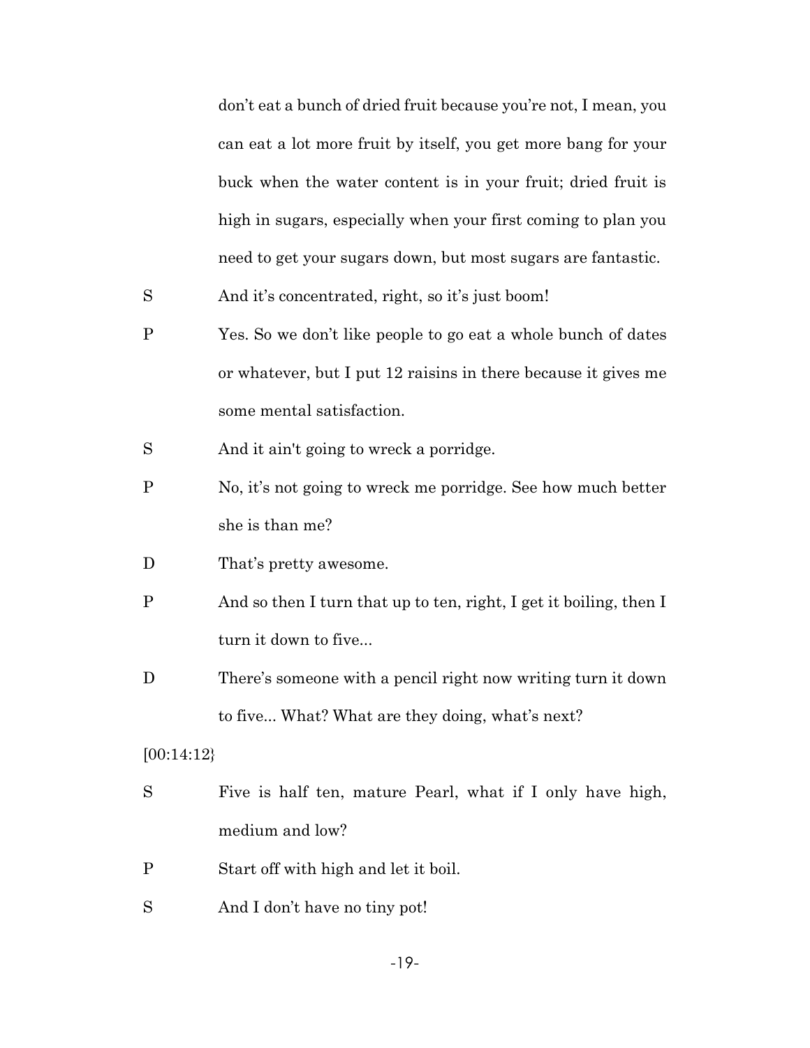don't eat a bunch of dried fruit because you're not, I mean, you can eat a lot more fruit by itself, you get more bang for your buck when the water content is in your fruit; dried fruit is high in sugars, especially when your first coming to plan you need to get your sugars down, but most sugars are fantastic.

S	And it's concentrated, right, so it's just boom!

P	Yes. So we don't like people to go eat a whole bunch of dates or whatever, but I put 12 raisins in there because it gives me some mental satisfaction.

S	And it ain't going to wreck a porridge.

P	No, it's not going to wreck me porridge. See how much better she is than me?

D	That's pretty awesome.

P	And so then I turn that up to ten, right, I get it boiling, then I turn it down to five...

D	There's someone with a pencil right now writing turn it down to five... What? What are they doing, what's next?

[00:14:12}

S	Five is half ten, mature Pearl, what if I only have high, medium and low?

P	Start off with high and let it boil.

S	And I don't have no tiny pot!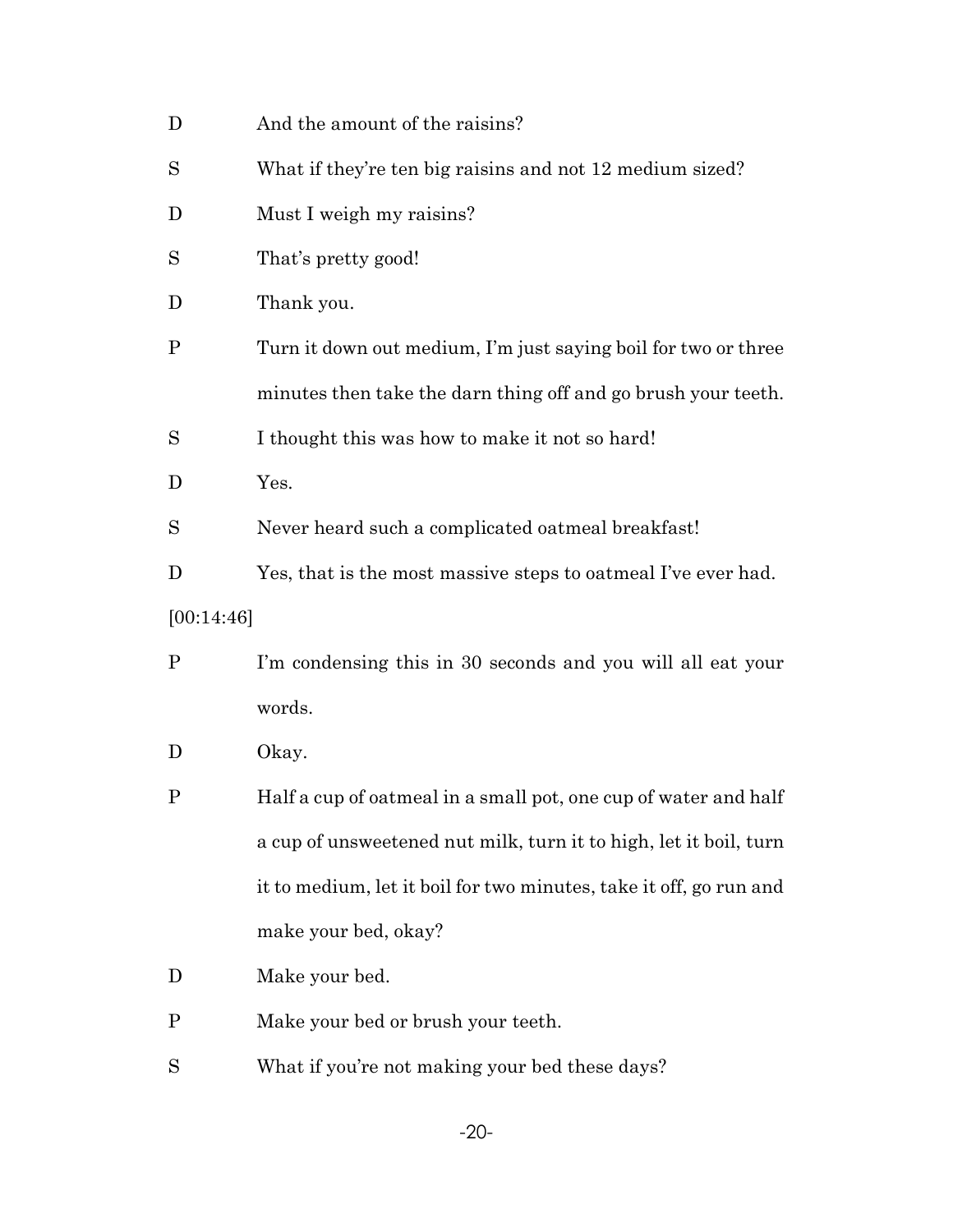D And the amount of the raisins?

S What if they're ten big raisins and not 12 medium sized?

D Must I weigh my raisins?

S That's pretty good!

D Thank you.

P Turn it down out medium, I'm just saying boil for two or three minutes then take the darn thing off and go brush your teeth.

S I thought this was how to make it not so hard!

D Yes.

S Never heard such a complicated oatmeal breakfast!

D Yes, that is the most massive steps to oatmeal I've ever had.

[00:14:46]

P I'm condensing this in 30 seconds and you will all eat your words.

D Okay.

P Half a cup of oatmeal in a small pot, one cup of water and half a cup of unsweetened nut milk, turn it to high, let it boil, turn it to medium, let it boil for two minutes, take it off, go run and make your bed, okay?

D Make your bed.

P Make your bed or brush your teeth.

S What if you're not making your bed these days?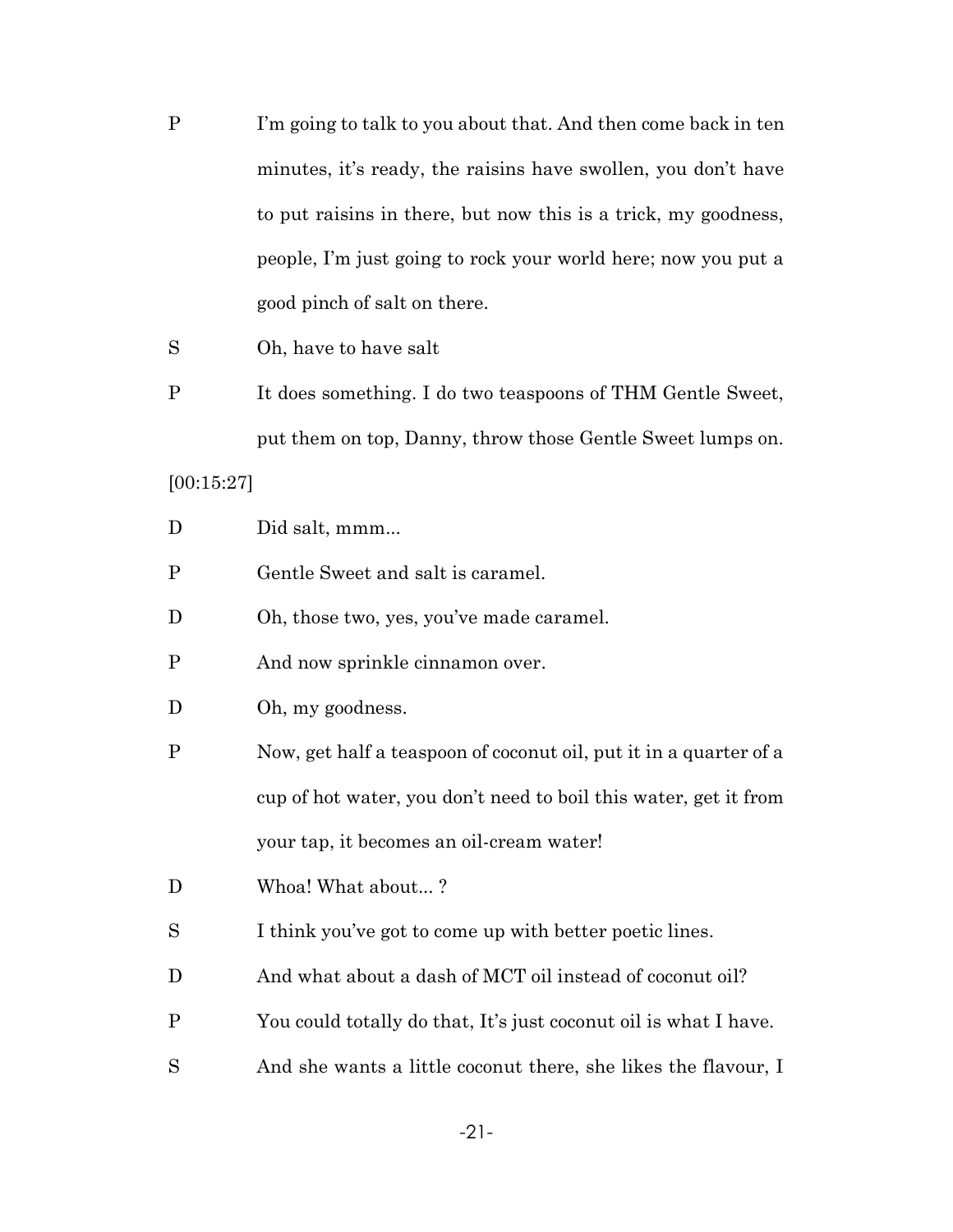P I'm going to talk to you about that. And then come back in ten minutes, it's ready, the raisins have swollen, you don't have to put raisins in there, but now this is a trick, my goodness, people, I'm just going to rock your world here; now you put a good pinch of salt on there.

S Oh, have to have salt

P It does something. I do two teaspoons of THM Gentle Sweet, put them on top, Danny, throw those Gentle Sweet lumps on.

[00:15:27]

D Did salt, mmm...

P Gentle Sweet and salt is caramel.

D Oh, those two, yes, you've made caramel.

P And now sprinkle cinnamon over.

D Oh, my goodness.

P Now, get half a teaspoon of coconut oil, put it in a quarter of a cup of hot water, you don't need to boil this water, get it from your tap, it becomes an oil-cream water!

D Whoa! What about... ?

S I think you've got to come up with better poetic lines.

D And what about a dash of MCT oil instead of coconut oil?

P You could totally do that, It's just coconut oil is what I have.

S And she wants a little coconut there, she likes the flavour, I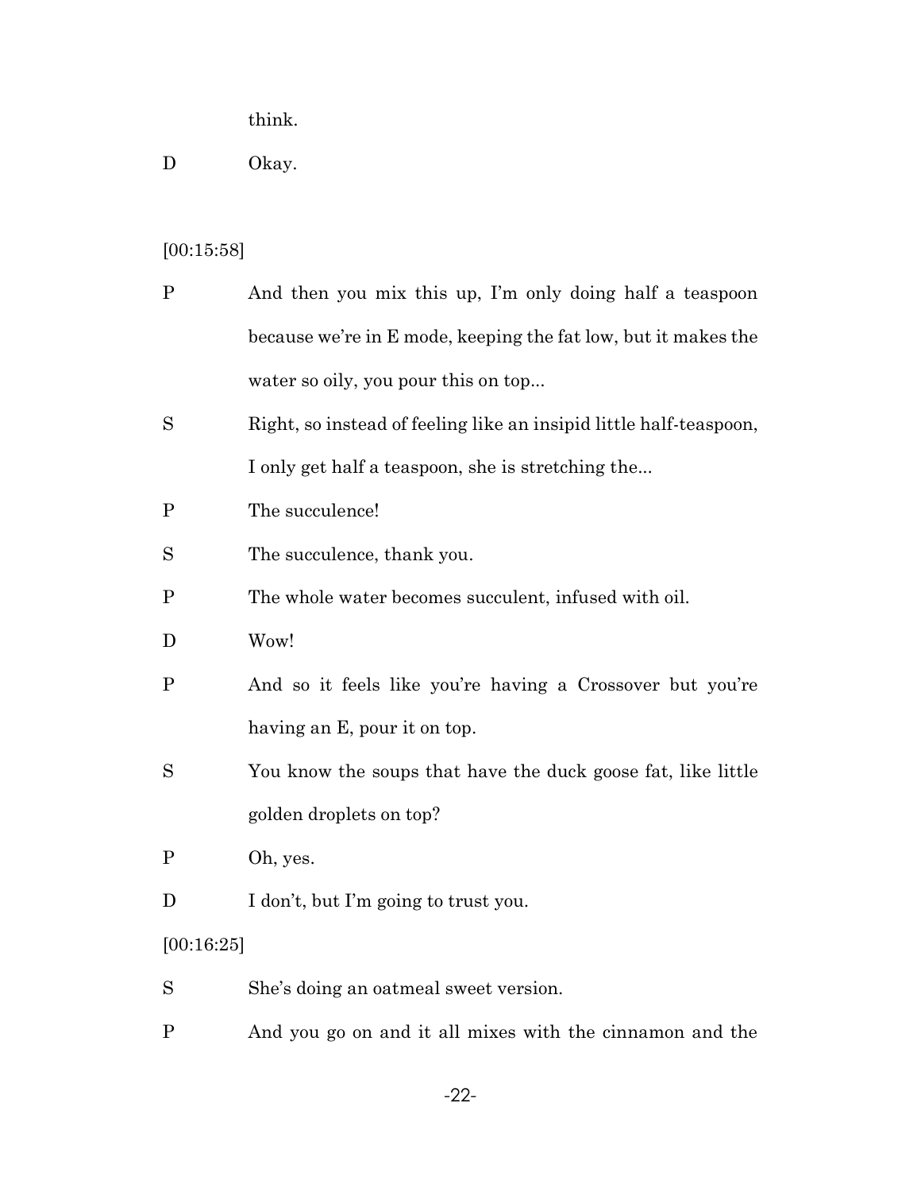think.

D Okay.

[00:15:58]

P And then you mix this up, I'm only doing half a teaspoon because we're in E mode, keeping the fat low, but it makes the water so oily, you pour this on top...

S Right, so instead of feeling like an insipid little half-teaspoon, I only get half a teaspoon, she is stretching the...

P The succulence!

S The succulence, thank you.

P The whole water becomes succulent, infused with oil.

D Wow!

P And so it feels like you're having a Crossover but you're having an E, pour it on top.

S You know the soups that have the duck goose fat, like little golden droplets on top?

P Oh, yes.

D I don't, but I'm going to trust you.

[00:16:25]

S She's doing an oatmeal sweet version.

P And you go on and it all mixes with the cinnamon and the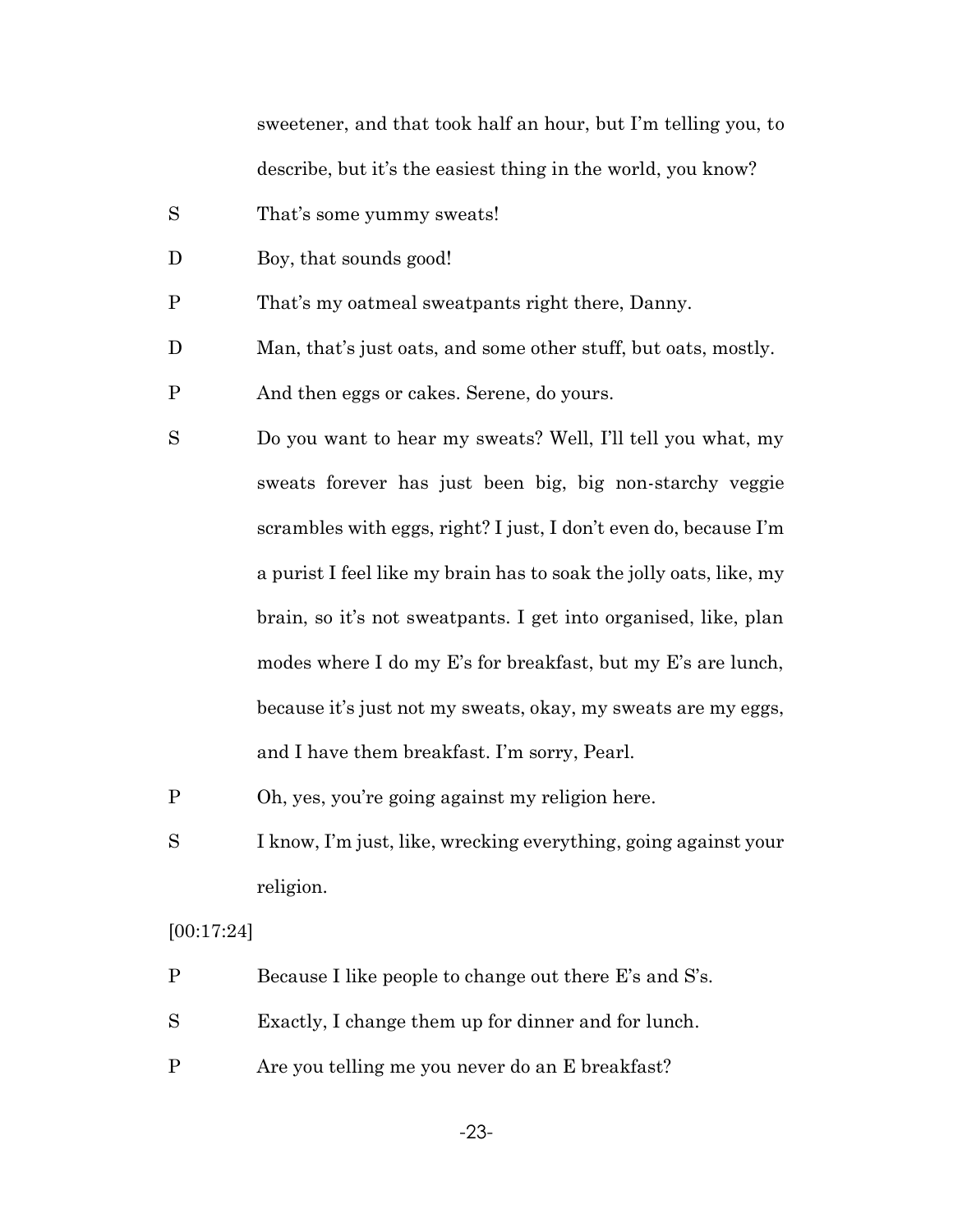sweetener, and that took half an hour, but I'm telling you, to describe, but it's the easiest thing in the world, you know?

S That's some yummy sweats!

D Boy, that sounds good!

P That's my oatmeal sweatpants right there, Danny.

D Man, that's just oats, and some other stuff, but oats, mostly.

P And then eggs or cakes. Serene, do yours.

S Do you want to hear my sweats? Well, I'll tell you what, my sweats forever has just been big, big non-starchy veggie scrambles with eggs, right? I just, I don't even do, because I'm a purist I feel like my brain has to soak the jolly oats, like, my brain, so it's not sweatpants. I get into organised, like, plan modes where I do my E's for breakfast, but my E's are lunch, because it's just not my sweats, okay, my sweats are my eggs, and I have them breakfast. I'm sorry, Pearl.

P Oh, yes, you're going against my religion here.

S I know, I'm just, like, wrecking everything, going against your religion.

[00:17:24]

P Because I like people to change out there E's and S's.

S Exactly, I change them up for dinner and for lunch.

P Are you telling me you never do an E breakfast?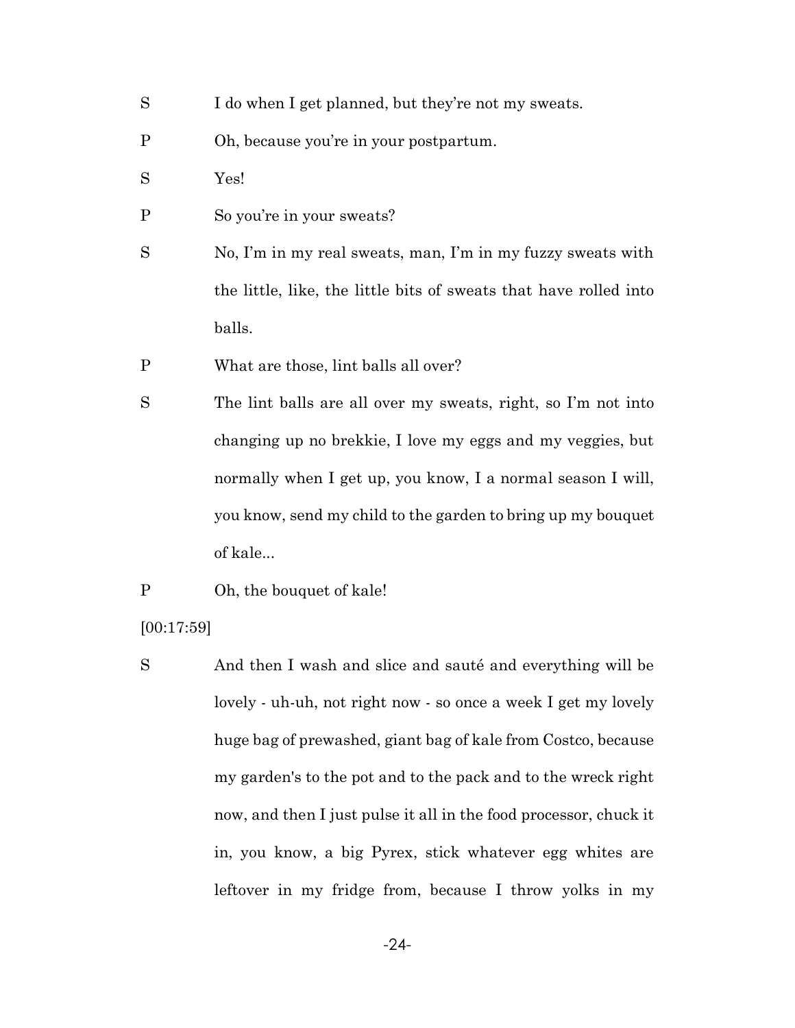S I do when I get planned, but they're not my sweats.

P Oh, because you're in your postpartum.

S Yes!

P So you're in your sweats?

S No, I'm in my real sweats, man, I'm in my fuzzy sweats with the little, like, the little bits of sweats that have rolled into balls.

P What are those, lint balls all over?

S The lint balls are all over my sweats, right, so I'm not into changing up no brekkie, I love my eggs and my veggies, but normally when I get up, you know, I a normal season I will, you know, send my child to the garden to bring up my bouquet of kale...

P Oh, the bouquet of kale!

[00:17:59]

S And then I wash and slice and sauté and everything will be lovely - uh-uh, not right now - so once a week I get my lovely huge bag of prewashed, giant bag of kale from Costco, because my garden's to the pot and to the pack and to the wreck right now, and then I just pulse it all in the food processor, chuck it in, you know, a big Pyrex, stick whatever egg whites are leftover in my fridge from, because I throw yolks in my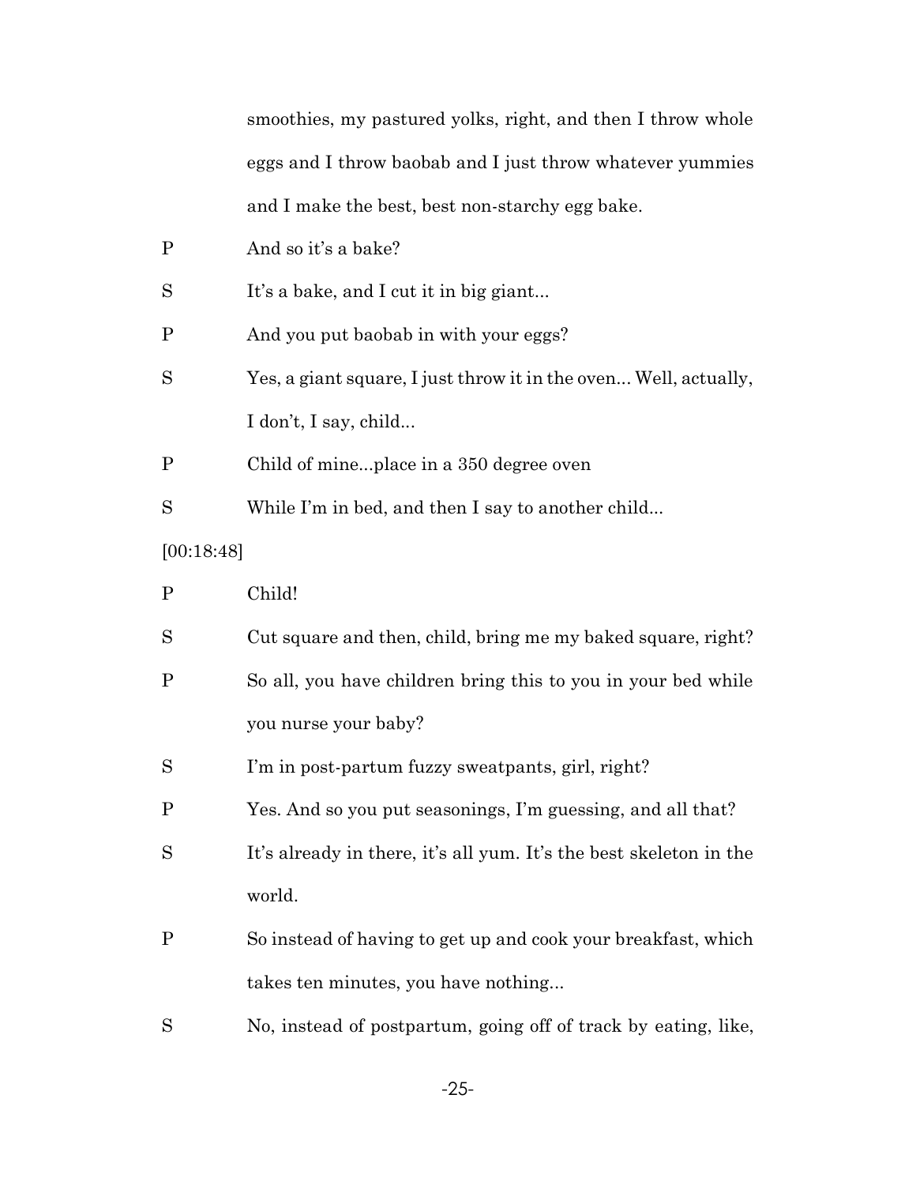smoothies, my pastured yolks, right, and then I throw whole eggs and I throw baobab and I just throw whatever yummies and I make the best, best non-starchy egg bake.

P And so it's a bake?

S It's a bake, and I cut it in big giant...

P And you put baobab in with your eggs?

S Yes, a giant square, I just throw it in the oven... Well, actually, I don't, I say, child...

P Child of mine...place in a 350 degree oven

S While I'm in bed, and then I say to another child...

[00:18:48]

P Child!

S Cut square and then, child, bring me my baked square, right?

P So all, you have children bring this to you in your bed while you nurse your baby?

S I'm in post-partum fuzzy sweatpants, girl, right?

P Yes. And so you put seasonings, I'm guessing, and all that?

S It's already in there, it's all yum. It's the best skeleton in the world.

P So instead of having to get up and cook your breakfast, which takes ten minutes, you have nothing...

S No, instead of postpartum, going off of track by eating, like,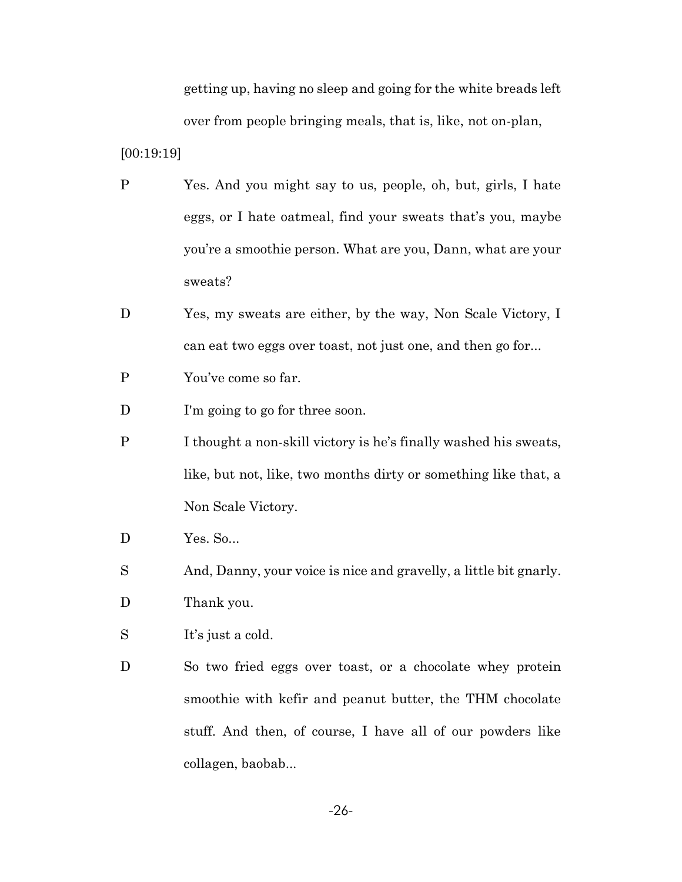getting up, having no sleep and going for the white breads left over from people bringing meals, that is, like, not on-plan,

[00:19:19]

P Yes. And you might say to us, people, oh, but, girls, I hate eggs, or I hate oatmeal, find your sweats that's you, maybe you're a smoothie person. What are you, Dann, what are your sweats?

D Yes, my sweats are either, by the way, Non Scale Victory, I can eat two eggs over toast, not just one, and then go for...

P You've come so far.

D I'm going to go for three soon.

P I thought a non-skill victory is he's finally washed his sweats, like, but not, like, two months dirty or something like that, a Non Scale Victory.

D Yes. So...

S And, Danny, your voice is nice and gravelly, a little bit gnarly.

D Thank you.

S It's just a cold.

D So two fried eggs over toast, or a chocolate whey protein smoothie with kefir and peanut butter, the THM chocolate stuff. And then, of course, I have all of our powders like collagen, baobab...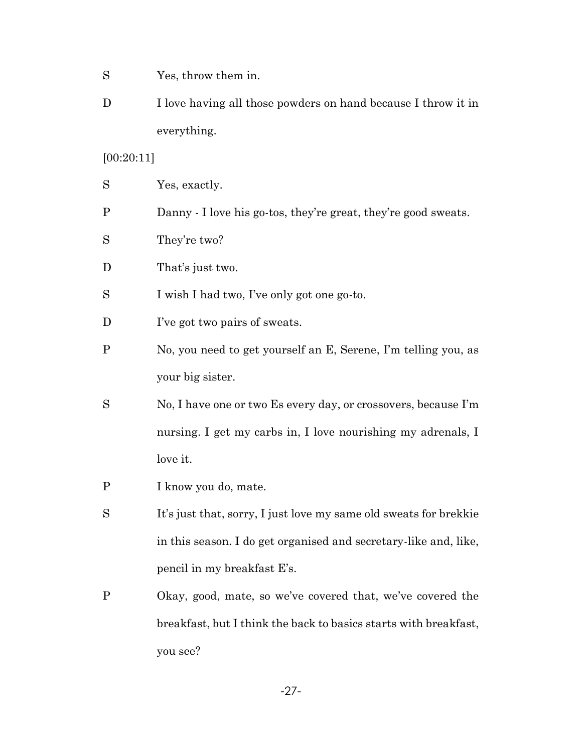S Yes, throw them in.

D I love having all those powders on hand because I throw it in everything.

[00:20:11]

S Yes, exactly.

P Danny - I love his go-tos, they're great, they're good sweats.

S They're two?

D That's just two.

S I wish I had two, I've only got one go-to.

D I've got two pairs of sweats.

P No, you need to get yourself an E, Serene, I'm telling you, as your big sister.

S No, I have one or two Es every day, or crossovers, because I'm nursing. I get my carbs in, I love nourishing my adrenals, I love it.

P I know you do, mate.

S It's just that, sorry, I just love my same old sweats for brekkie in this season. I do get organised and secretary-like and, like, pencil in my breakfast E's.

P Okay, good, mate, so we've covered that, we've covered the breakfast, but I think the back to basics starts with breakfast, you see?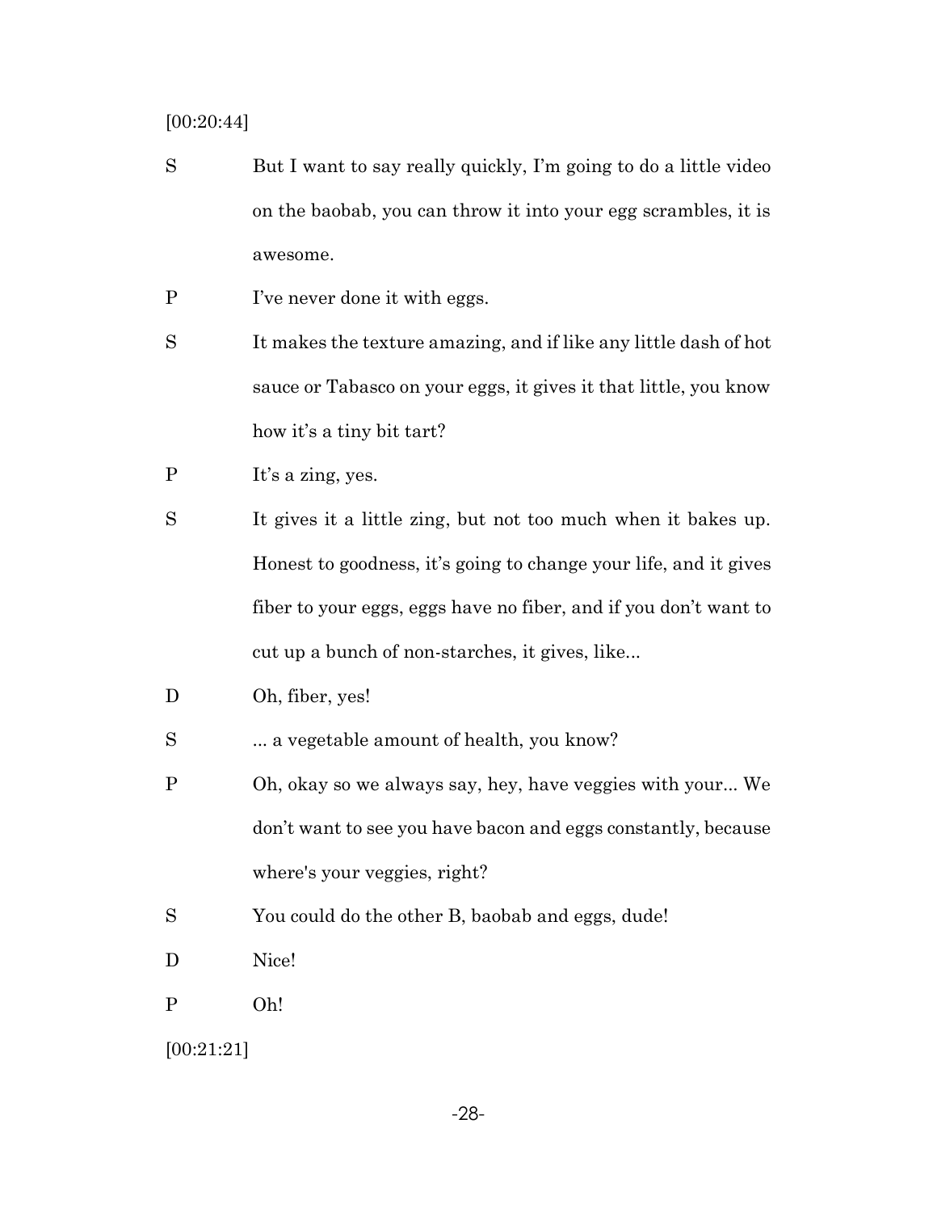[00:20:44]

S But I want to say really quickly, I'm going to do a little video on the baobab, you can throw it into your egg scrambles, it is awesome.

P I've never done it with eggs.

S It makes the texture amazing, and if like any little dash of hot sauce or Tabasco on your eggs, it gives it that little, you know how it's a tiny bit tart?

P It's a zing, yes.

S It gives it a little zing, but not too much when it bakes up. Honest to goodness, it's going to change your life, and it gives fiber to your eggs, eggs have no fiber, and if you don't want to cut up a bunch of non-starches, it gives, like...

D Oh, fiber, yes!

S ... a vegetable amount of health, you know?

P Oh, okay so we always say, hey, have veggies with your... We don't want to see you have bacon and eggs constantly, because where's your veggies, right?

S You could do the other B, baobab and eggs, dude!

D Nice!

P Oh!

[00:21:21]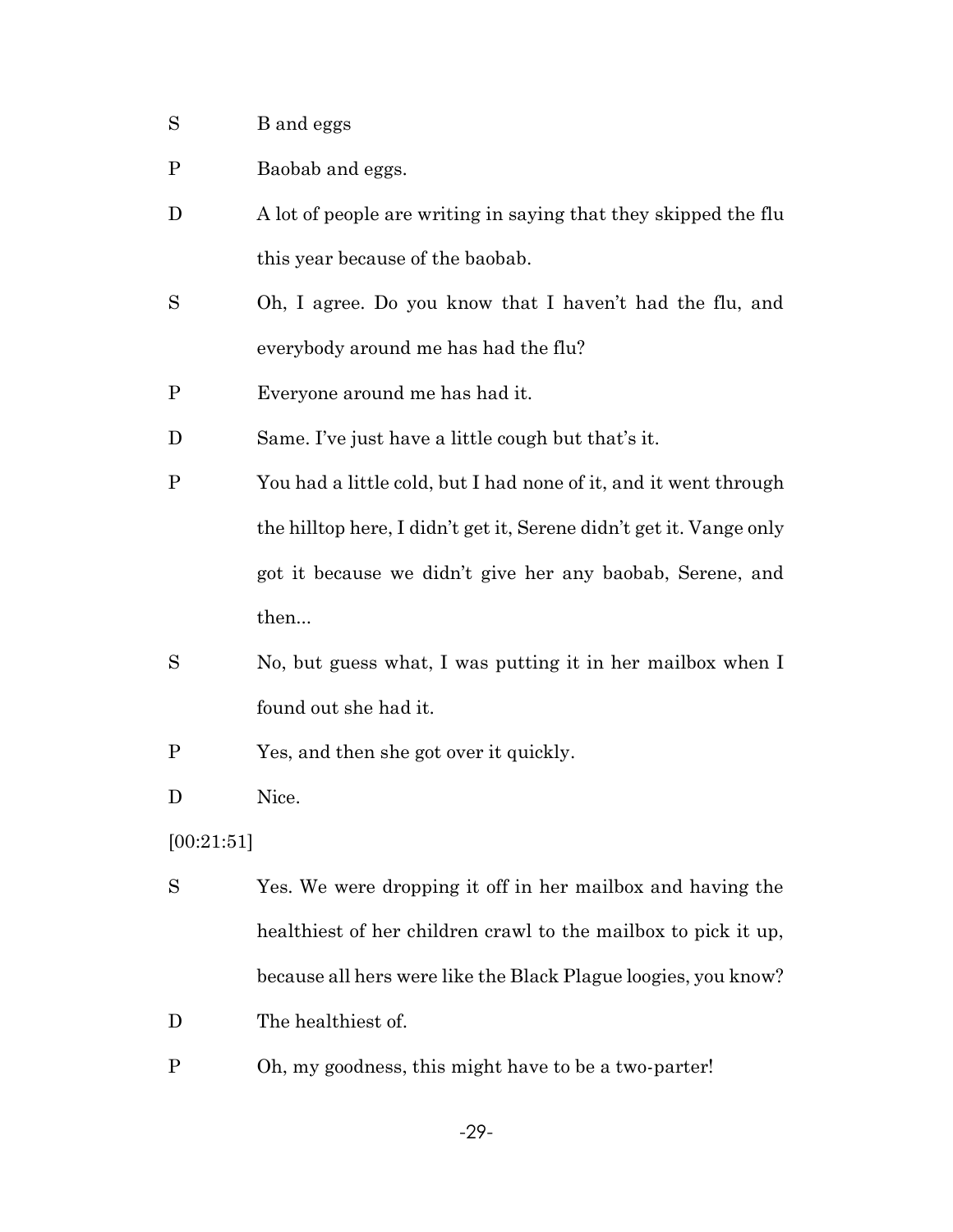S B and eggs

P Baobab and eggs.

D A lot of people are writing in saying that they skipped the flu this year because of the baobab.

S Oh, I agree. Do you know that I haven't had the flu, and everybody around me has had the flu?

P Everyone around me has had it.

D Same. I've just have a little cough but that's it.

P You had a little cold, but I had none of it, and it went through the hilltop here, I didn't get it, Serene didn't get it. Vange only got it because we didn't give her any baobab, Serene, and then...

S No, but guess what, I was putting it in her mailbox when I found out she had it.

P Yes, and then she got over it quickly.

D Nice.

[00:21:51]

S Yes. We were dropping it off in her mailbox and having the healthiest of her children crawl to the mailbox to pick it up, because all hers were like the Black Plague loogies, you know?

D The healthiest of.

P Oh, my goodness, this might have to be a two-parter!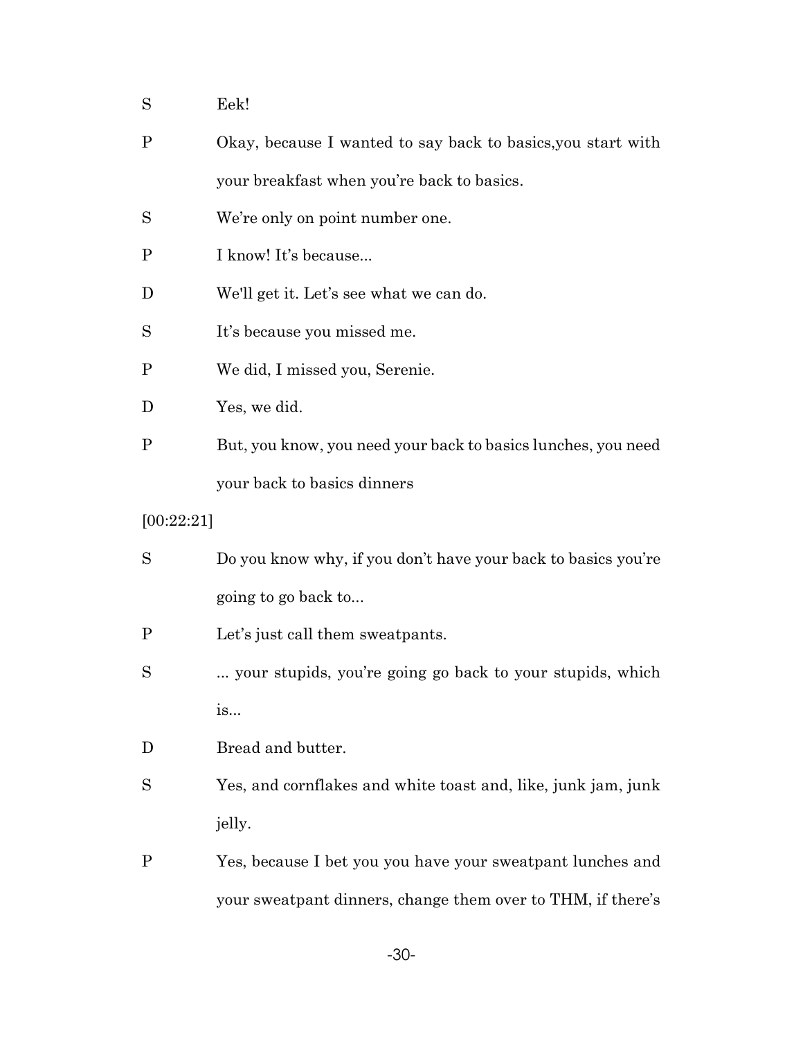S Eek!

P Okay, because I wanted to say back to basics,you start with your breakfast when you're back to basics.

S We're only on point number one.

P I know! It's because...

D We'll get it. Let's see what we can do.

S It's because you missed me.

P We did, I missed you, Serenie.

D Yes, we did.

P But, you know, you need your back to basics lunches, you need your back to basics dinners

[00:22:21]

S Do you know why, if you don't have your back to basics you're going to go back to...

P Let's just call them sweatpants.

S ... your stupids, you're going go back to your stupids, which is...

D Bread and butter.

S Yes, and cornflakes and white toast and, like, junk jam, junk jelly.

P Yes, because I bet you you have your sweatpant lunches and your sweatpant dinners, change them over to THM, if there's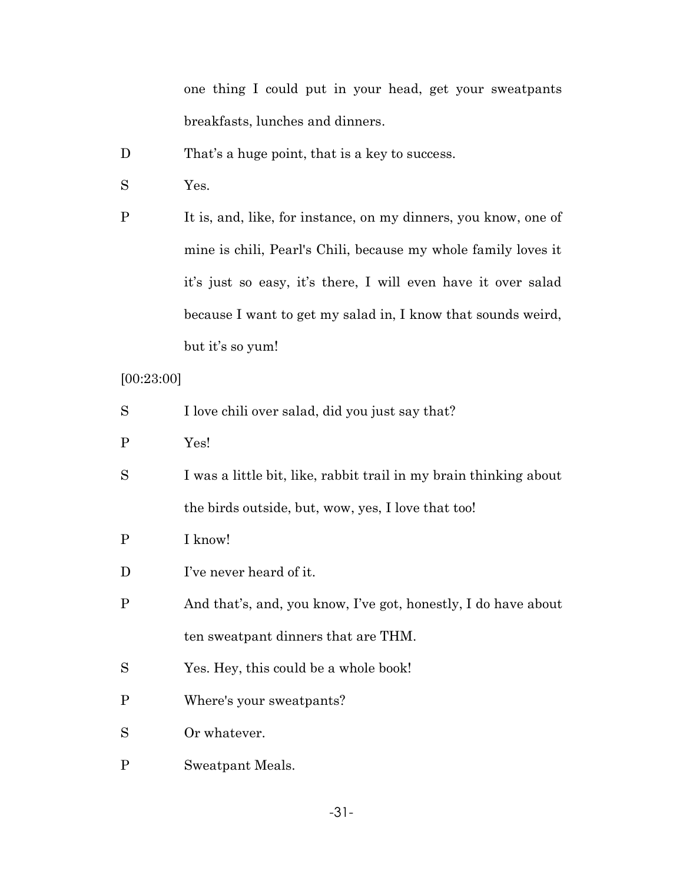one thing I could put in your head, get your sweatpants breakfasts, lunches and dinners.

D	That's a huge point, that is a key to success.

S	Yes.

P	It is, and, like, for instance, on my dinners, you know, one of mine is chili, Pearl's Chili, because my whole family loves it it's just so easy, it's there, I will even have it over salad because I want to get my salad in, I know that sounds weird, but it's so yum!

[00:23:00]

S	I love chili over salad, did you just say that?

P	Yes!

S	I was a little bit, like, rabbit trail in my brain thinking about the birds outside, but, wow, yes, I love that too!

P	I know!

D	I've never heard of it.

P	And that's, and, you know, I've got, honestly, I do have about ten sweatpant dinners that are THM.

S	Yes. Hey, this could be a whole book!

P	Where's your sweatpants?

S	Or whatever.

P	Sweatpant Meals.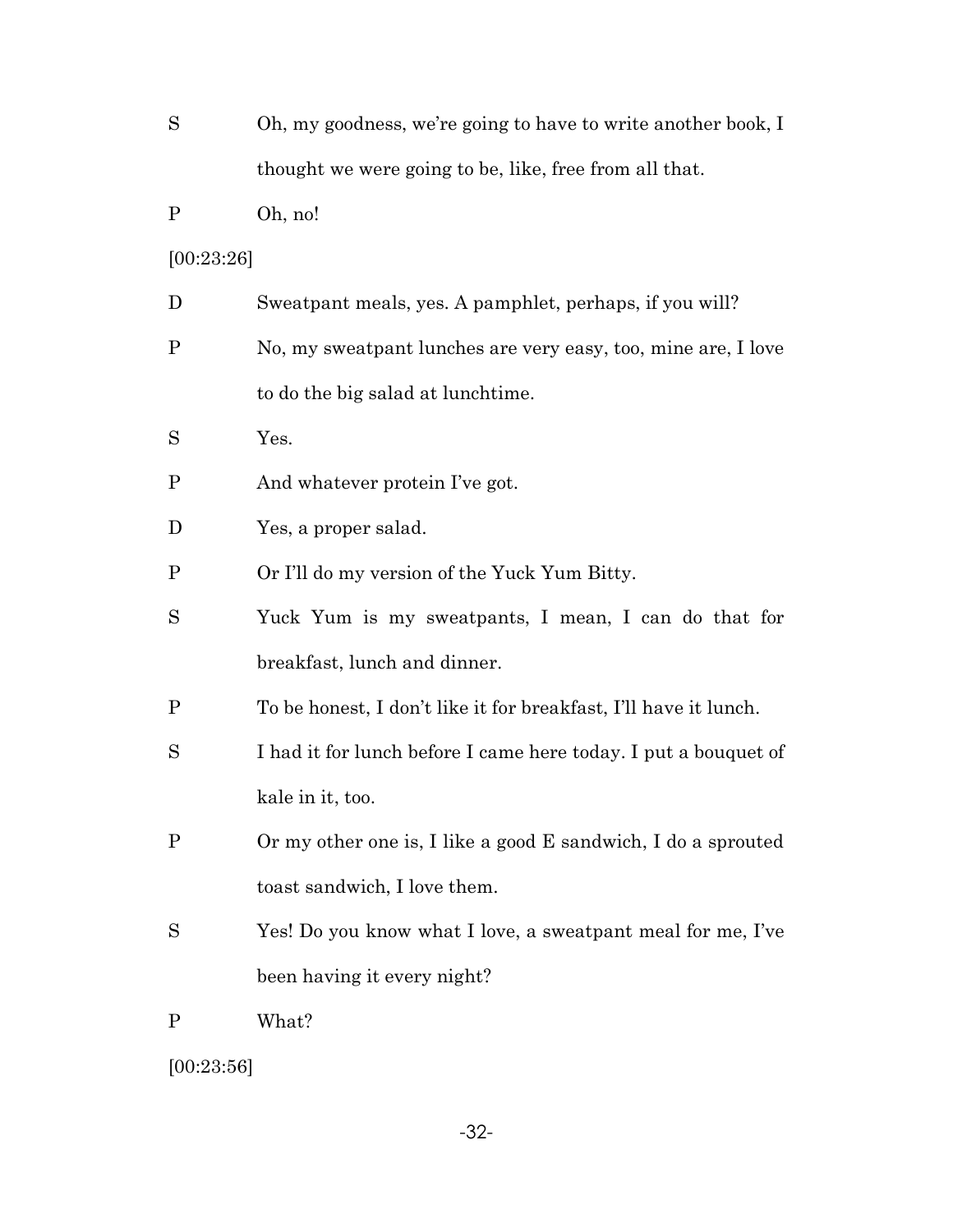S Oh, my goodness, we're going to have to write another book, I thought we were going to be, like, free from all that.

P Oh, no!

[00:23:26]

D Sweatpant meals, yes. A pamphlet, perhaps, if you will?

P No, my sweatpant lunches are very easy, too, mine are, I love to do the big salad at lunchtime.

S Yes.

P And whatever protein I've got.

D Yes, a proper salad.

P Or I'll do my version of the Yuck Yum Bitty.

S Yuck Yum is my sweatpants, I mean, I can do that for breakfast, lunch and dinner.

P To be honest, I don't like it for breakfast, I'll have it lunch.

S I had it for lunch before I came here today. I put a bouquet of kale in it, too.

P Or my other one is, I like a good E sandwich, I do a sprouted toast sandwich, I love them.

S Yes! Do you know what I love, a sweatpant meal for me, I've been having it every night?

P What?

[00:23:56]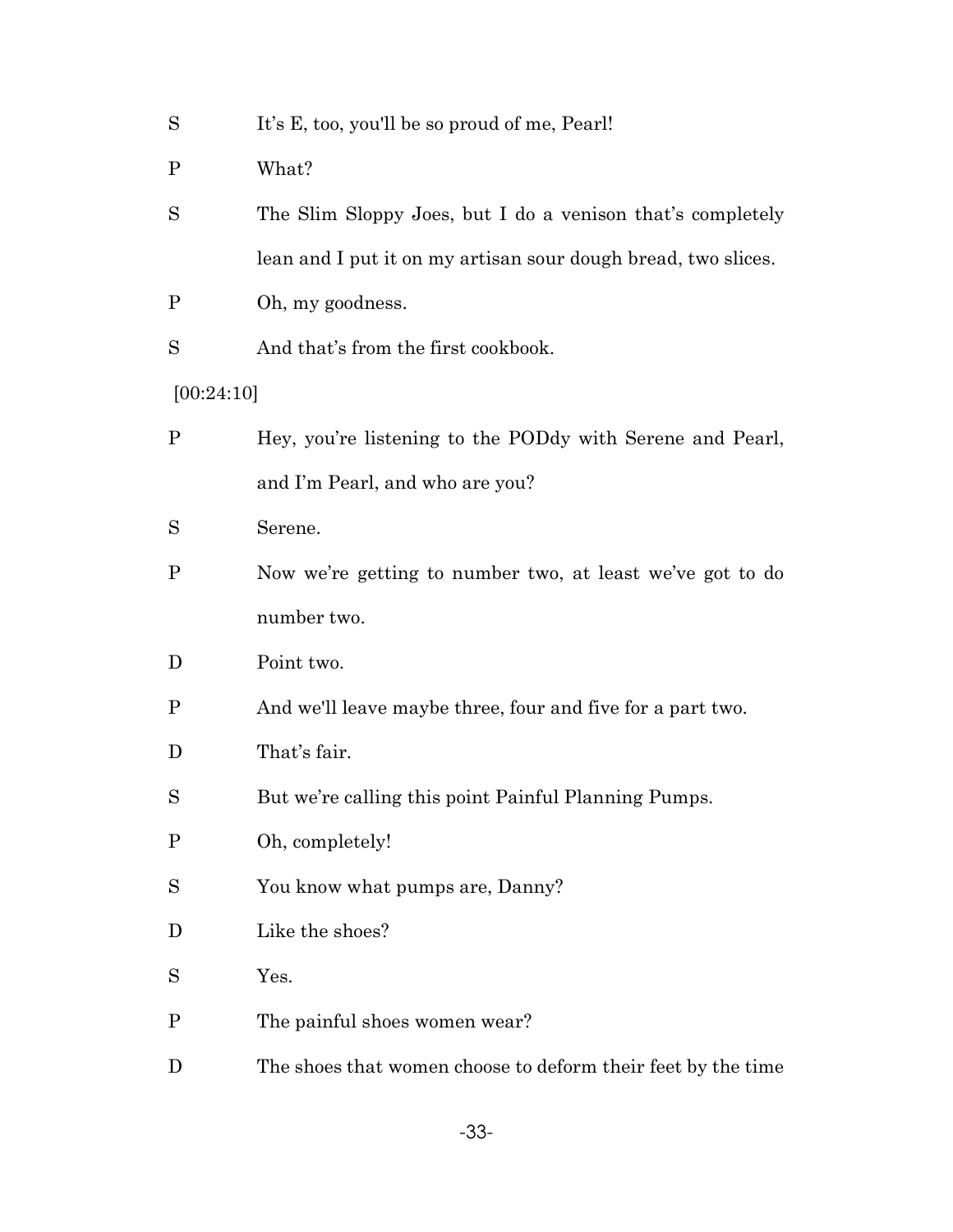S It's E, too, you'll be so proud of me, Pearl!

P What?

S The Slim Sloppy Joes, but I do a venison that's completely lean and I put it on my artisan sour dough bread, two slices.

P Oh, my goodness.

S And that's from the first cookbook.

[00:24:10]

P Hey, you're listening to the PODdy with Serene and Pearl, and I'm Pearl, and who are you?

S Serene.

P Now we're getting to number two, at least we've got to do number two.

D Point two.

P And we'll leave maybe three, four and five for a part two.

D That's fair.

S But we're calling this point Painful Planning Pumps.

P Oh, completely!

S You know what pumps are, Danny?

D Like the shoes?

S Yes.

P The painful shoes women wear?

D The shoes that women choose to deform their feet by the time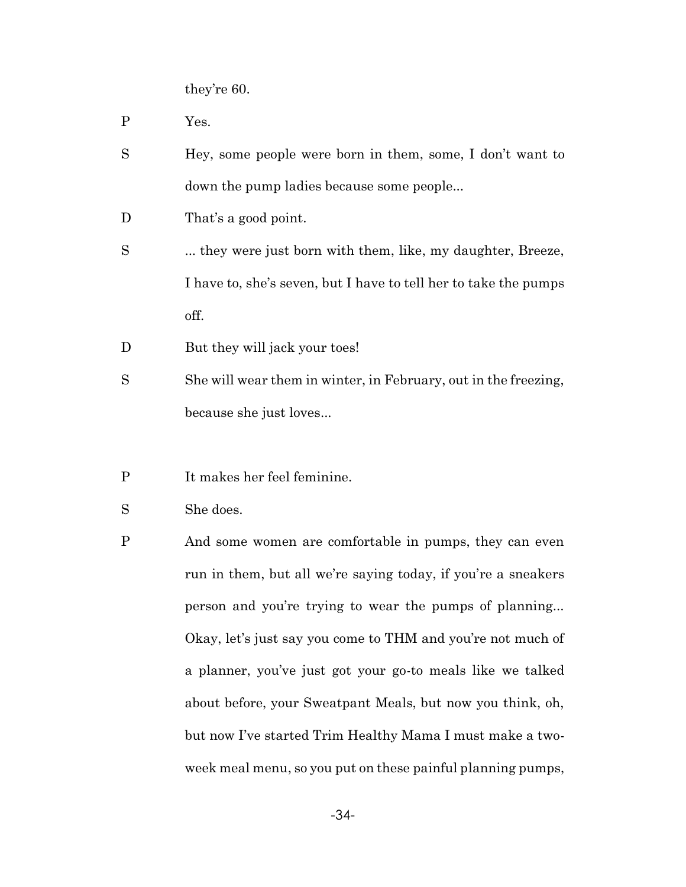they're 60.

P Yes.

S Hey, some people were born in them, some, I don't want to down the pump ladies because some people...

D That's a good point.

S ... they were just born with them, like, my daughter, Breeze, I have to, she's seven, but I have to tell her to take the pumps off.

D But they will jack your toes!

S She will wear them in winter, in February, out in the freezing, because she just loves...

P It makes her feel feminine.

S She does.

P And some women are comfortable in pumps, they can even run in them, but all we're saying today, if you're a sneakers person and you're trying to wear the pumps of planning... Okay, let's just say you come to THM and you're not much of a planner, you've just got your go-to meals like we talked about before, your Sweatpant Meals, but now you think, oh, but now I've started Trim Healthy Mama I must make a two-week meal menu, so you put on these painful planning pumps,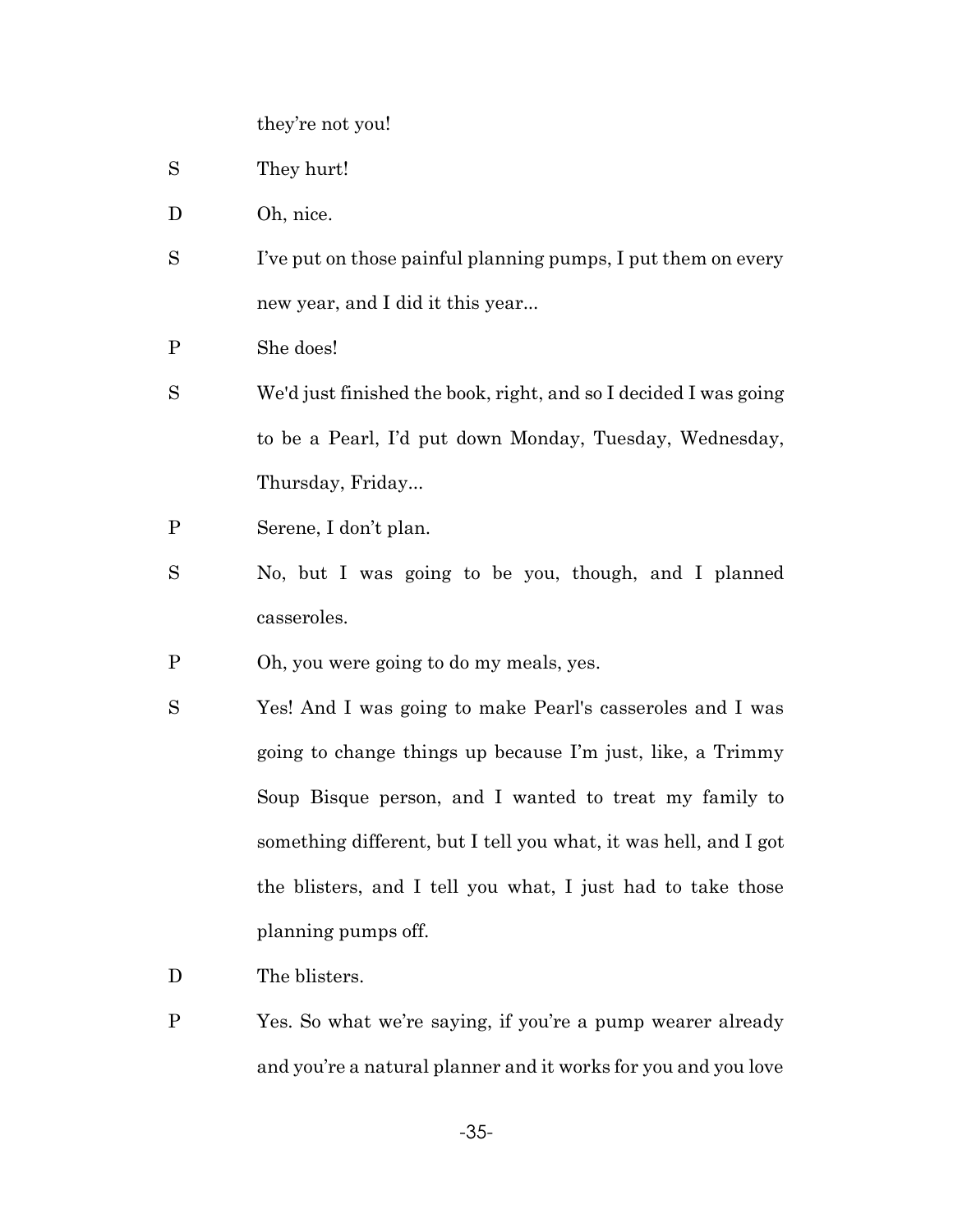they're not you!

S They hurt!

D Oh, nice.

S I've put on those painful planning pumps, I put them on every new year, and I did it this year...

P She does!

S We'd just finished the book, right, and so I decided I was going to be a Pearl, I'd put down Monday, Tuesday, Wednesday, Thursday, Friday...

P Serene, I don't plan.

S No, but I was going to be you, though, and I planned casseroles.

P Oh, you were going to do my meals, yes.

S Yes! And I was going to make Pearl's casseroles and I was going to change things up because I'm just, like, a Trimmy Soup Bisque person, and I wanted to treat my family to something different, but I tell you what, it was hell, and I got the blisters, and I tell you what, I just had to take those planning pumps off.

D The blisters.

P Yes. So what we're saying, if you're a pump wearer already and you're a natural planner and it works for you and you love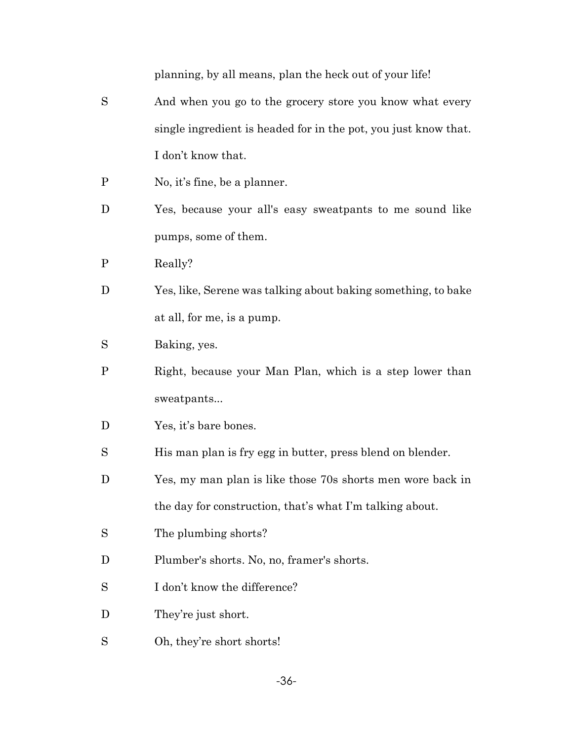planning, by all means, plan the heck out of your life!

S And when you go to the grocery store you know what every single ingredient is headed for in the pot, you just know that. I don't know that.

P No, it's fine, be a planner.

D Yes, because your all's easy sweatpants to me sound like pumps, some of them.

P Really?

D Yes, like, Serene was talking about baking something, to bake at all, for me, is a pump.

S Baking, yes.

P Right, because your Man Plan, which is a step lower than sweatpants...

D Yes, it's bare bones.

S His man plan is fry egg in butter, press blend on blender.

D Yes, my man plan is like those 70s shorts men wore back in the day for construction, that's what I'm talking about.

S The plumbing shorts?

D Plumber's shorts. No, no, framer's shorts.

S I don't know the difference?

D They're just short.

S Oh, they're short shorts!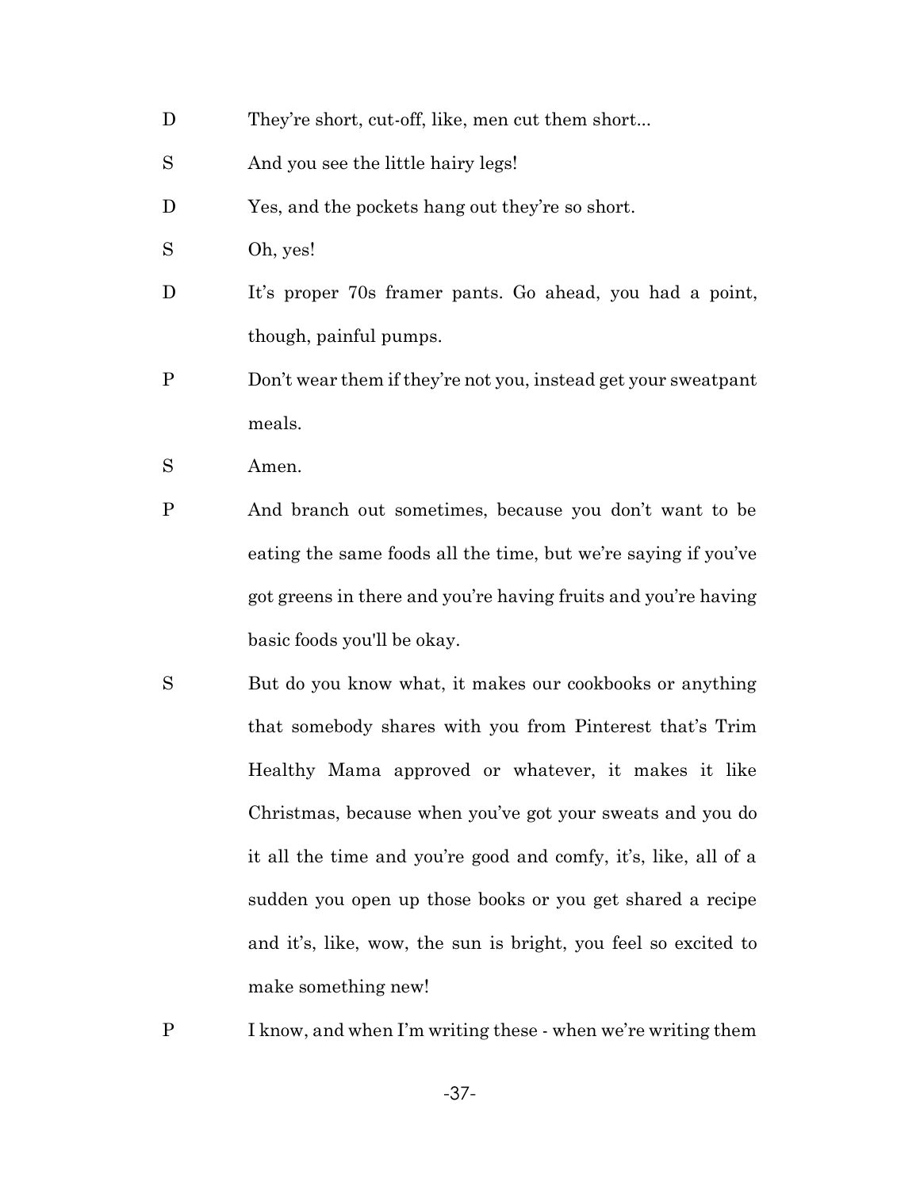D They're short, cut-off, like, men cut them short...

S And you see the little hairy legs!

D Yes, and the pockets hang out they're so short.

S Oh, yes!

D It's proper 70s framer pants. Go ahead, you had a point, though, painful pumps.

P Don't wear them if they're not you, instead get your sweatpant meals.

S Amen.

P And branch out sometimes, because you don't want to be eating the same foods all the time, but we're saying if you've got greens in there and you're having fruits and you're having basic foods you'll be okay.

S But do you know what, it makes our cookbooks or anything that somebody shares with you from Pinterest that's Trim Healthy Mama approved or whatever, it makes it like Christmas, because when you've got your sweats and you do it all the time and you're good and comfy, it's, like, all of a sudden you open up those books or you get shared a recipe and it's, like, wow, the sun is bright, you feel so excited to make something new!

P I know, and when I'm writing these - when we're writing them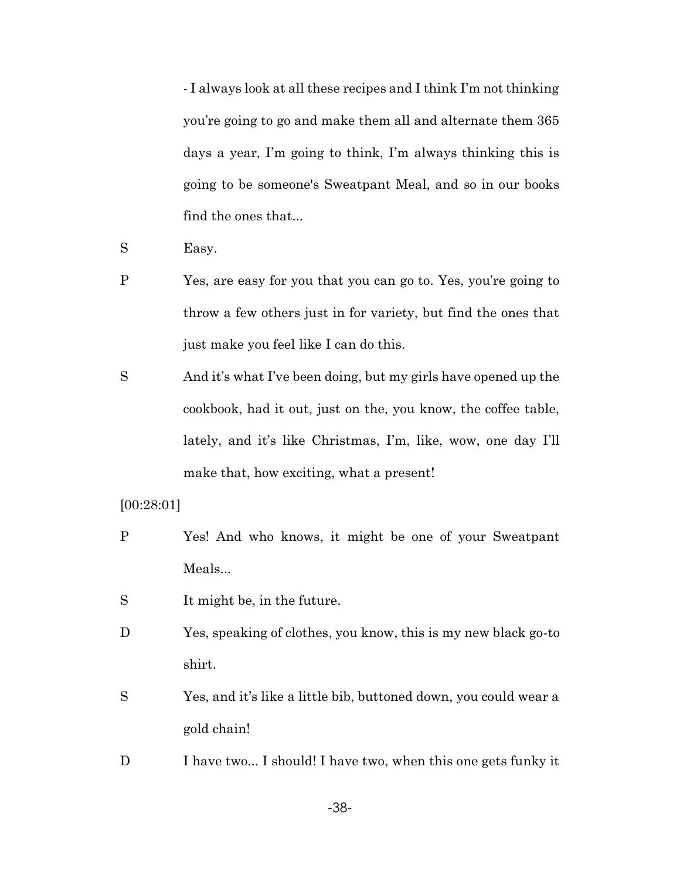- I always look at all these recipes and I think I'm not thinking you're going to go and make them all and alternate them 365 days a year, I'm going to think, I'm always thinking this is going to be someone's Sweatpant Meal, and so in our books find the ones that...

S	Easy.

P	Yes, are easy for you that you can go to. Yes, you're going to throw a few others just in for variety, but find the ones that just make you feel like I can do this.

S	And it's what I've been doing, but my girls have opened up the cookbook, had it out, just on the, you know, the coffee table, lately, and it's like Christmas, I'm, like, wow, one day I'll make that, how exciting, what a present!

[00:28:01]

P	Yes! And who knows, it might be one of your Sweatpant Meals...

S	It might be, in the future.

D	Yes, speaking of clothes, you know, this is my new black go-to shirt.

S	Yes, and it's like a little bib, buttoned down, you could wear a gold chain!

D	I have two... I should! I have two, when this one gets funky it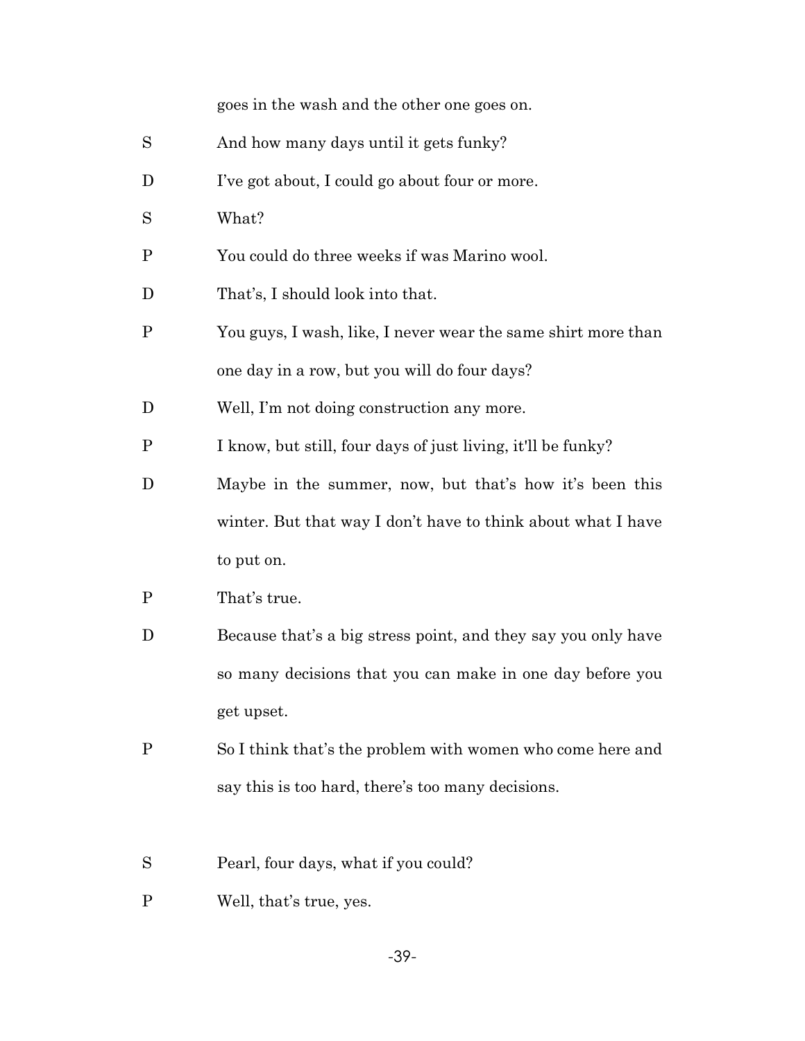goes in the wash and the other one goes on.

S	And how many days until it gets funky?

D	I've got about, I could go about four or more.

S	What?

P	You could do three weeks if was Marino wool.

D	That's, I should look into that.

P	You guys, I wash, like, I never wear the same shirt more than one day in a row, but you will do four days?

D	Well, I'm not doing construction any more.

P	I know, but still, four days of just living, it'll be funky?

D	Maybe in the summer, now, but that's how it's been this winter. But that way I don't have to think about what I have to put on.

P	That's true.

D	Because that's a big stress point, and they say you only have so many decisions that you can make in one day before you get upset.

P	So I think that's the problem with women who come here and say this is too hard, there's too many decisions.

S	Pearl, four days, what if you could?

P	Well, that's true, yes.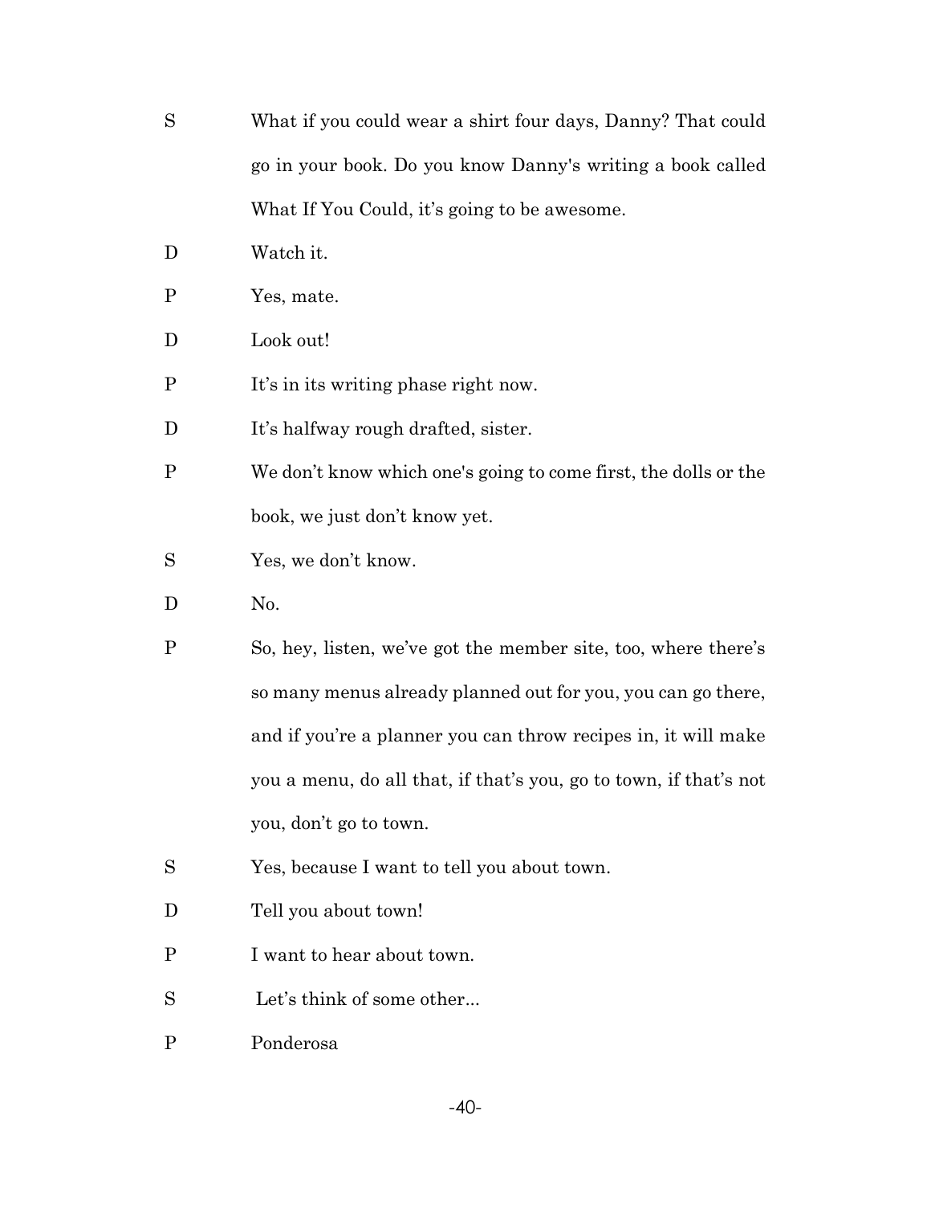S What if you could wear a shirt four days, Danny? That could go in your book. Do you know Danny's writing a book called What If You Could, it's going to be awesome.

D Watch it.

P Yes, mate.

D Look out!

P It's in its writing phase right now.

D It's halfway rough drafted, sister.

P We don't know which one's going to come first, the dolls or the book, we just don't know yet.

S Yes, we don't know.

D No.

P So, hey, listen, we've got the member site, too, where there's so many menus already planned out for you, you can go there, and if you're a planner you can throw recipes in, it will make you a menu, do all that, if that's you, go to town, if that's not you, don't go to town.

S Yes, because I want to tell you about town.

D Tell you about town!

P I want to hear about town.

S Let's think of some other...

P Ponderosa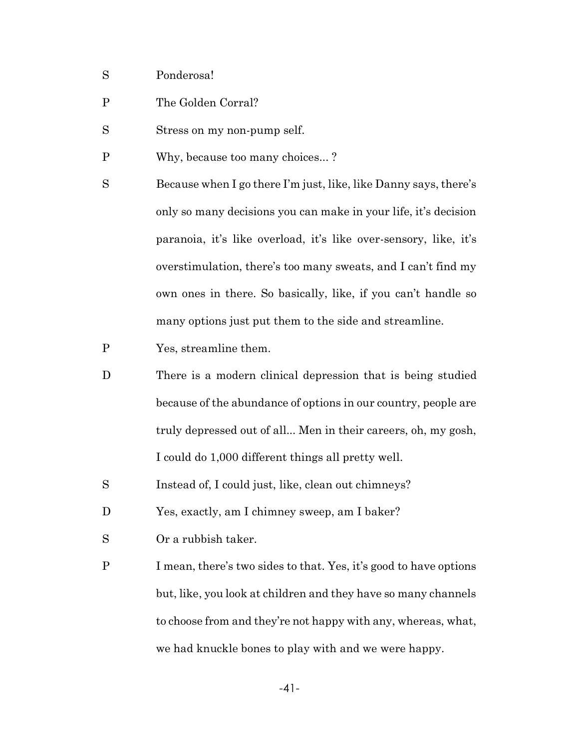S Ponderosa!

P The Golden Corral?

S Stress on my non-pump self.

P Why, because too many choices... ?

S Because when I go there I'm just, like, like Danny says, there's only so many decisions you can make in your life, it's decision paranoia, it's like overload, it's like over-sensory, like, it's overstimulation, there's too many sweats, and I can't find my own ones in there. So basically, like, if you can't handle so many options just put them to the side and streamline.

P Yes, streamline them.

D There is a modern clinical depression that is being studied because of the abundance of options in our country, people are truly depressed out of all... Men in their careers, oh, my gosh, I could do 1,000 different things all pretty well.

S Instead of, I could just, like, clean out chimneys?

D Yes, exactly, am I chimney sweep, am I baker?

S Or a rubbish taker.

P I mean, there's two sides to that. Yes, it's good to have options but, like, you look at children and they have so many channels to choose from and they're not happy with any, whereas, what, we had knuckle bones to play with and we were happy.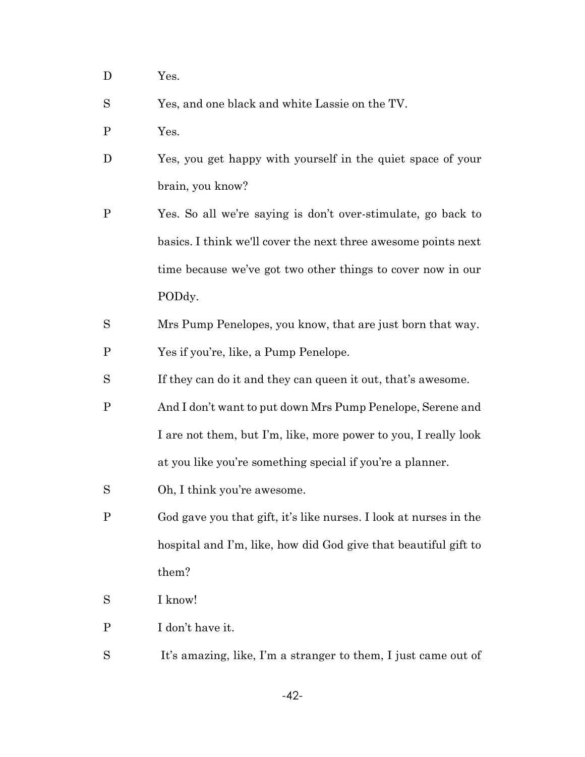D Yes.

S Yes, and one black and white Lassie on the TV.

P Yes.

D Yes, you get happy with yourself in the quiet space of your brain, you know?

P Yes. So all we're saying is don't over-stimulate, go back to basics. I think we'll cover the next three awesome points next time because we've got two other things to cover now in our PODdy.

S Mrs Pump Penelopes, you know, that are just born that way.

P Yes if you're, like, a Pump Penelope.

S If they can do it and they can queen it out, that's awesome.

P And I don't want to put down Mrs Pump Penelope, Serene and I are not them, but I'm, like, more power to you, I really look at you like you're something special if you're a planner.

S Oh, I think you're awesome.

P God gave you that gift, it's like nurses. I look at nurses in the hospital and I'm, like, how did God give that beautiful gift to them?

S I know!

P I don't have it.

S It's amazing, like, I'm a stranger to them, I just came out of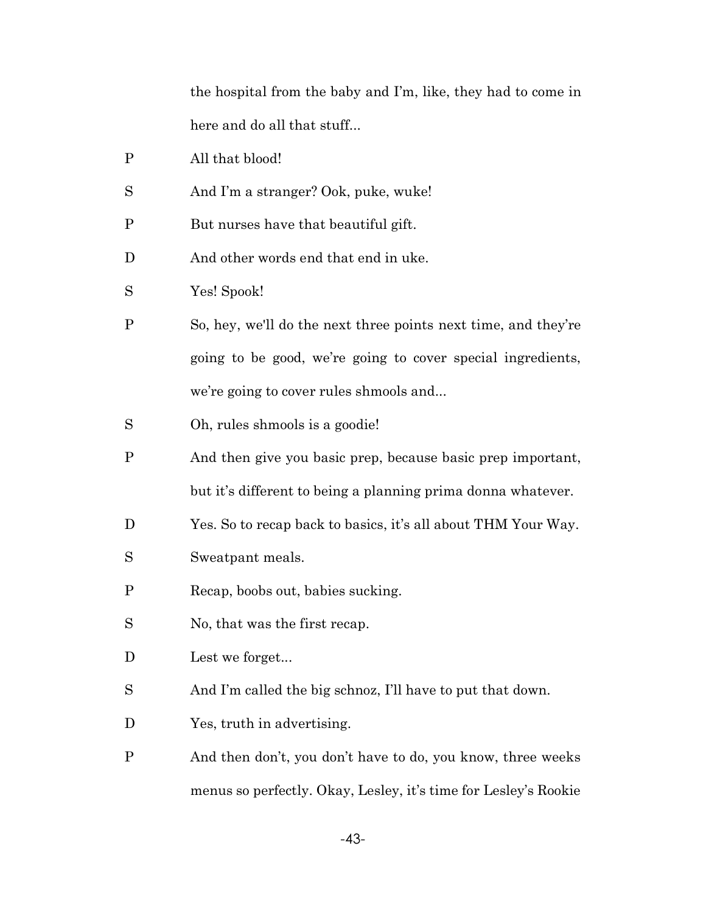the hospital from the baby and I'm, like, they had to come in here and do all that stuff...

P All that blood!

S And I'm a stranger? Ook, puke, wuke!

P But nurses have that beautiful gift.

D And other words end that end in uke.

S Yes! Spook!

P So, hey, we'll do the next three points next time, and they're going to be good, we're going to cover special ingredients, we're going to cover rules shmools and...

S Oh, rules shmools is a goodie!

P And then give you basic prep, because basic prep important, but it's different to being a planning prima donna whatever.

D Yes. So to recap back to basics, it's all about THM Your Way.

S Sweatpant meals.

P Recap, boobs out, babies sucking.

S No, that was the first recap.

D Lest we forget...

S And I'm called the big schnoz, I'll have to put that down.

D Yes, truth in advertising.

P And then don't, you don't have to do, you know, three weeks menus so perfectly. Okay, Lesley, it's time for Lesley's Rookie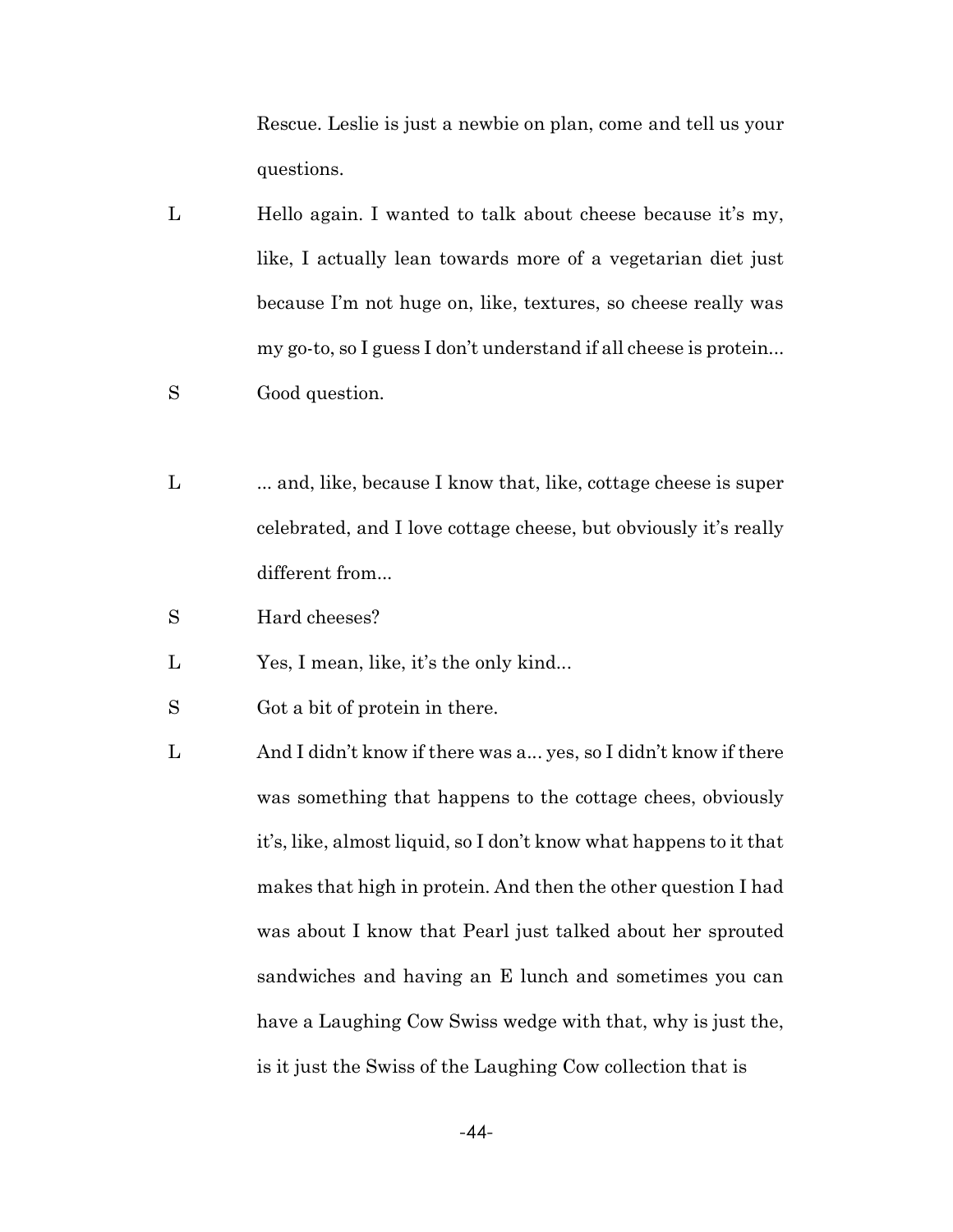Rescue. Leslie is just a newbie on plan, come and tell us your questions.

L Hello again. I wanted to talk about cheese because it's my, like, I actually lean towards more of a vegetarian diet just because I'm not huge on, like, textures, so cheese really was my go-to, so I guess I don't understand if all cheese is protein...

S Good question.

L ... and, like, because I know that, like, cottage cheese is super celebrated, and I love cottage cheese, but obviously it's really different from...

S Hard cheeses?

L Yes, I mean, like, it's the only kind...

S Got a bit of protein in there.

L And I didn't know if there was a... yes, so I didn't know if there was something that happens to the cottage chees, obviously it's, like, almost liquid, so I don't know what happens to it that makes that high in protein. And then the other question I had was about I know that Pearl just talked about her sprouted sandwiches and having an E lunch and sometimes you can have a Laughing Cow Swiss wedge with that, why is just the, is it just the Swiss of the Laughing Cow collection that is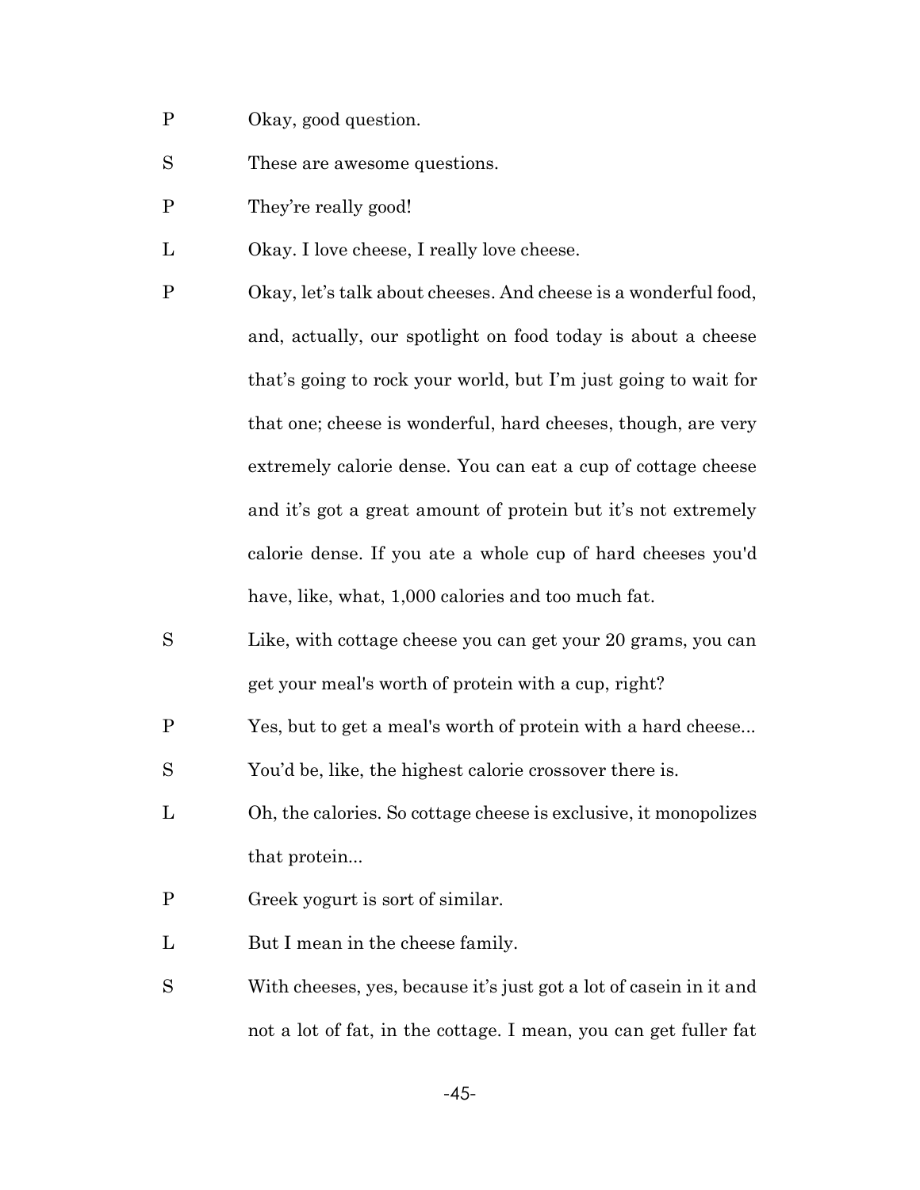P Okay, good question.

S These are awesome questions.

P They're really good!

L Okay. I love cheese, I really love cheese.

P Okay, let's talk about cheeses. And cheese is a wonderful food, and, actually, our spotlight on food today is about a cheese that's going to rock your world, but I'm just going to wait for that one; cheese is wonderful, hard cheeses, though, are very extremely calorie dense. You can eat a cup of cottage cheese and it's got a great amount of protein but it's not extremely calorie dense. If you ate a whole cup of hard cheeses you'd have, like, what, 1,000 calories and too much fat.

S Like, with cottage cheese you can get your 20 grams, you can get your meal's worth of protein with a cup, right?

P Yes, but to get a meal's worth of protein with a hard cheese...

S You'd be, like, the highest calorie crossover there is.

L Oh, the calories. So cottage cheese is exclusive, it monopolizes that protein...

P Greek yogurt is sort of similar.

L But I mean in the cheese family.

S With cheeses, yes, because it's just got a lot of casein in it and not a lot of fat, in the cottage. I mean, you can get fuller fat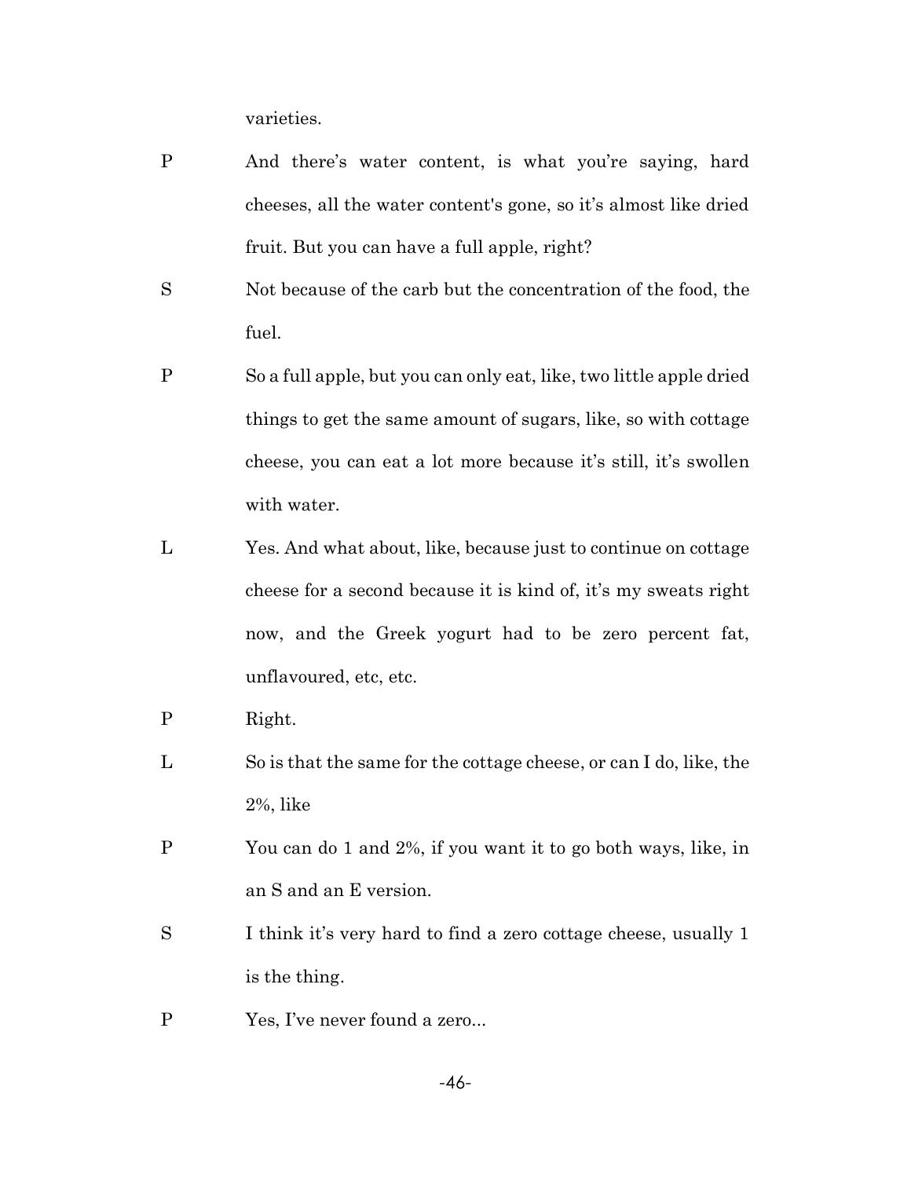varieties.

P And there's water content, is what you're saying, hard cheeses, all the water content's gone, so it's almost like dried fruit. But you can have a full apple, right?

S Not because of the carb but the concentration of the food, the fuel.

P So a full apple, but you can only eat, like, two little apple dried things to get the same amount of sugars, like, so with cottage cheese, you can eat a lot more because it's still, it's swollen with water.

L Yes. And what about, like, because just to continue on cottage cheese for a second because it is kind of, it's my sweats right now, and the Greek yogurt had to be zero percent fat, unflavoured, etc, etc.

P Right.

L So is that the same for the cottage cheese, or can I do, like, the 2%, like

P You can do 1 and 2%, if you want it to go both ways, like, in an S and an E version.

S I think it's very hard to find a zero cottage cheese, usually 1 is the thing.

P Yes, I've never found a zero...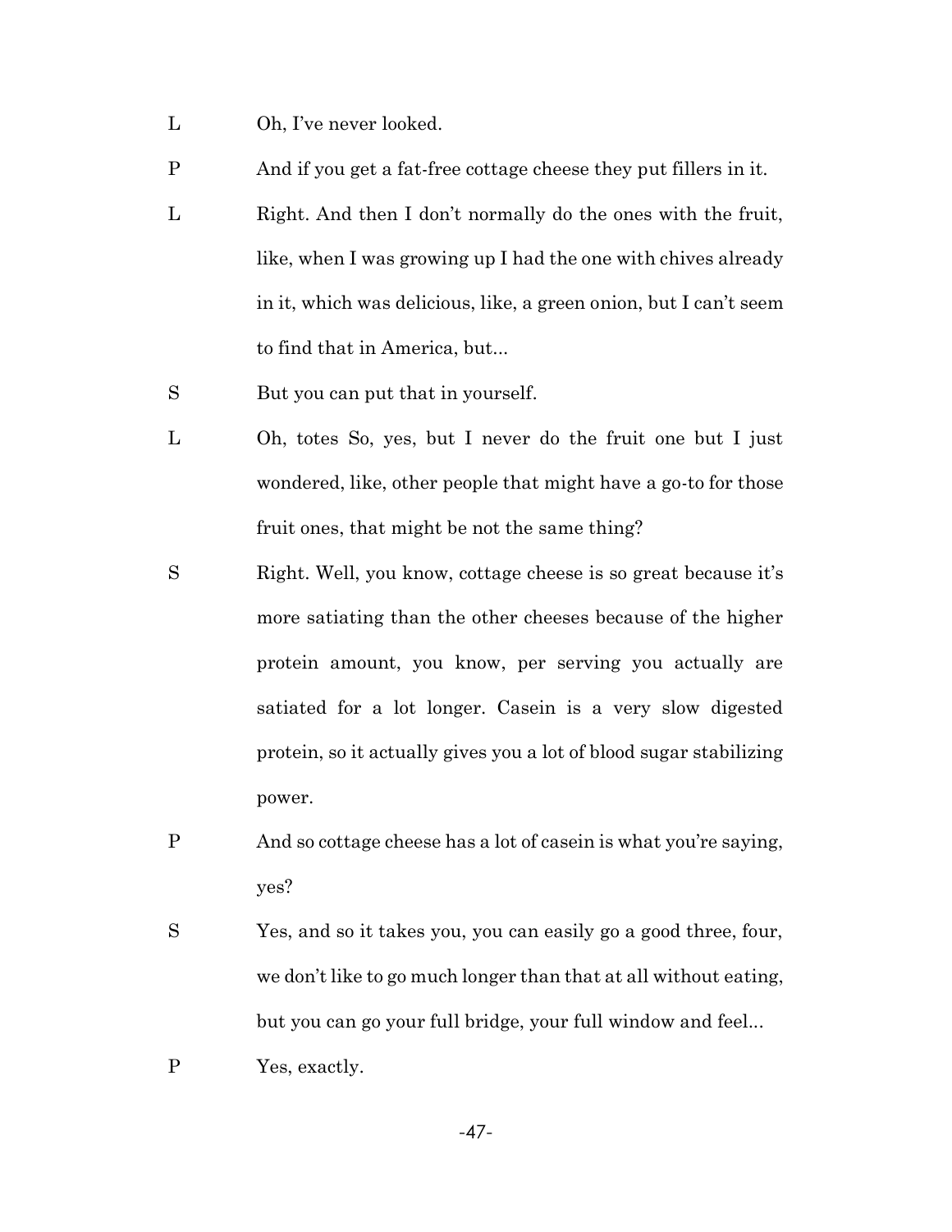L Oh, I've never looked.

P And if you get a fat-free cottage cheese they put fillers in it.

L Right. And then I don't normally do the ones with the fruit, like, when I was growing up I had the one with chives already in it, which was delicious, like, a green onion, but I can't seem to find that in America, but...

S But you can put that in yourself.

L Oh, totes So, yes, but I never do the fruit one but I just wondered, like, other people that might have a go-to for those fruit ones, that might be not the same thing?

S Right. Well, you know, cottage cheese is so great because it's more satiating than the other cheeses because of the higher protein amount, you know, per serving you actually are satiated for a lot longer. Casein is a very slow digested protein, so it actually gives you a lot of blood sugar stabilizing power.

P And so cottage cheese has a lot of casein is what you're saying, yes?

S Yes, and so it takes you, you can easily go a good three, four, we don't like to go much longer than that at all without eating, but you can go your full bridge, your full window and feel...

P Yes, exactly.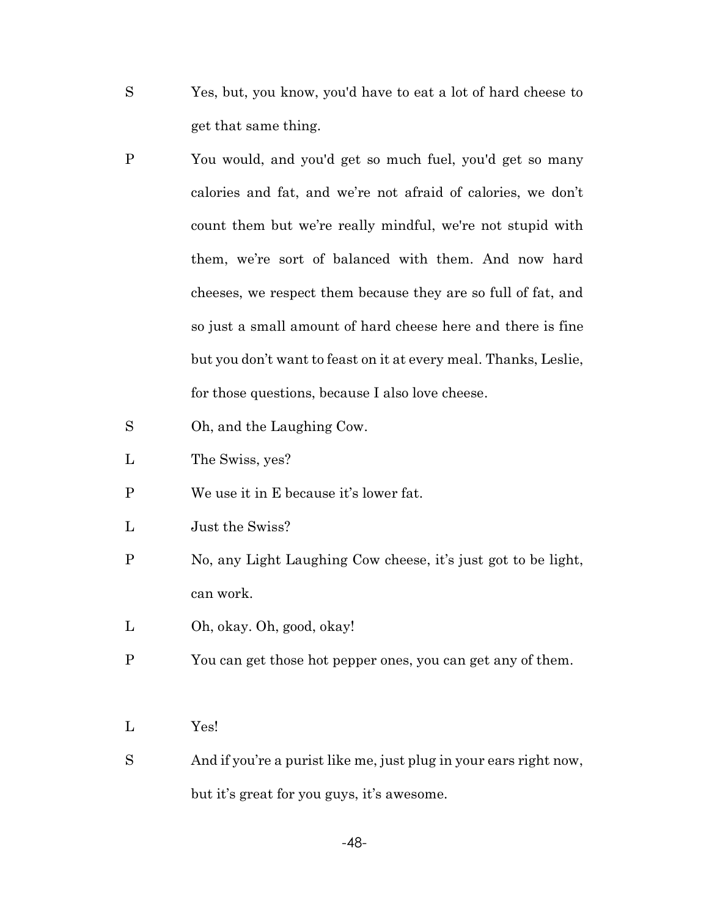S Yes, but, you know, you'd have to eat a lot of hard cheese to get that same thing.

P You would, and you'd get so much fuel, you'd get so many calories and fat, and we're not afraid of calories, we don't count them but we're really mindful, we're not stupid with them, we're sort of balanced with them. And now hard cheeses, we respect them because they are so full of fat, and so just a small amount of hard cheese here and there is fine but you don't want to feast on it at every meal. Thanks, Leslie, for those questions, because I also love cheese.

S Oh, and the Laughing Cow.

L The Swiss, yes?

P We use it in E because it's lower fat.

L Just the Swiss?

P No, any Light Laughing Cow cheese, it's just got to be light, can work.

L Oh, okay. Oh, good, okay!

P You can get those hot pepper ones, you can get any of them.

L Yes!

S And if you're a purist like me, just plug in your ears right now, but it's great for you guys, it's awesome.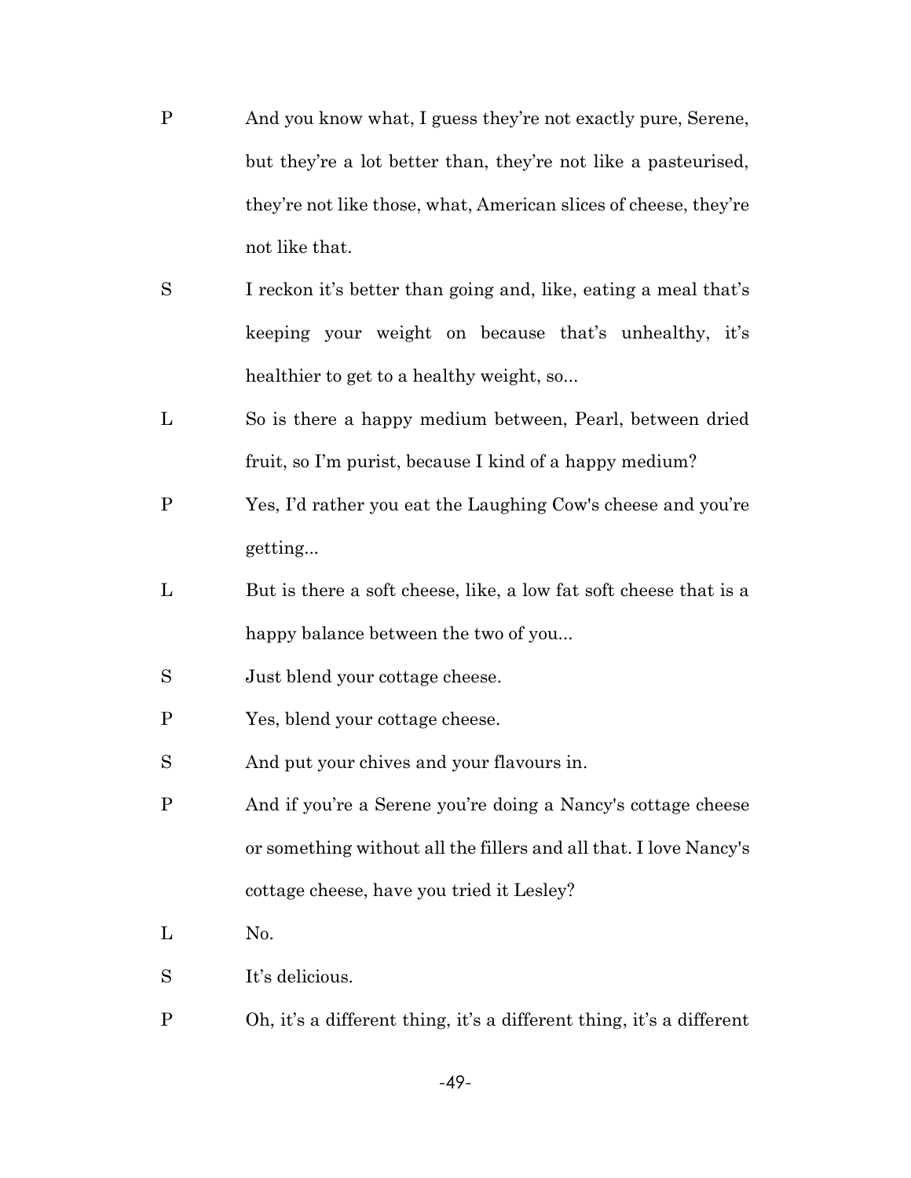P And you know what, I guess they're not exactly pure, Serene, but they're a lot better than, they're not like a pasteurised, they're not like those, what, American slices of cheese, they're not like that.

S I reckon it's better than going and, like, eating a meal that's keeping your weight on because that's unhealthy, it's healthier to get to a healthy weight, so...

L So is there a happy medium between, Pearl, between dried fruit, so I'm purist, because I kind of a happy medium?

P Yes, I'd rather you eat the Laughing Cow's cheese and you're getting...

L But is there a soft cheese, like, a low fat soft cheese that is a happy balance between the two of you...

S Just blend your cottage cheese.

P Yes, blend your cottage cheese.

S And put your chives and your flavours in.

P And if you're a Serene you're doing a Nancy's cottage cheese or something without all the fillers and all that. I love Nancy's cottage cheese, have you tried it Lesley?

L No.

S It's delicious.

P Oh, it's a different thing, it's a different thing, it's a different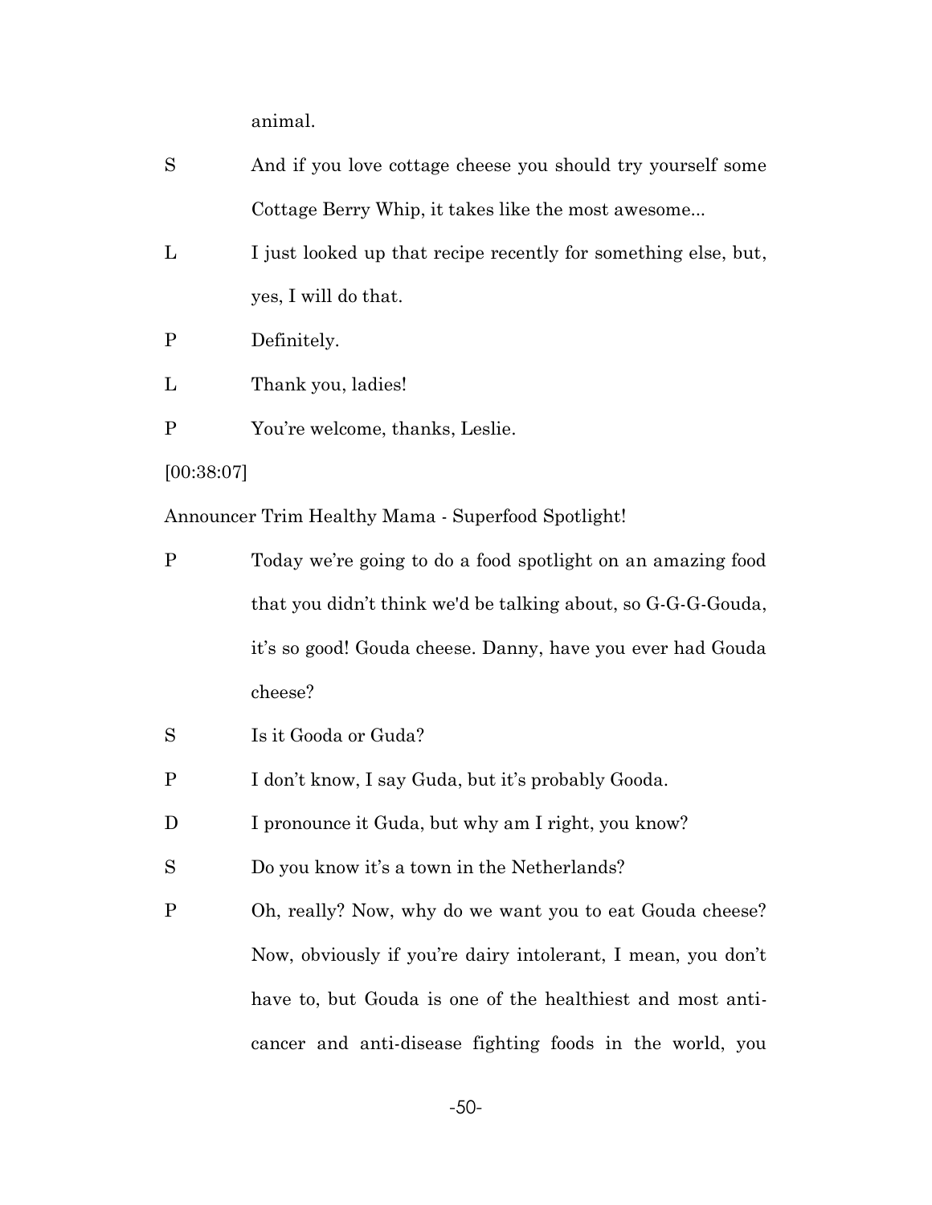animal.

S	And if you love cottage cheese you should try yourself some Cottage Berry Whip, it takes like the most awesome...

L	I just looked up that recipe recently for something else, but, yes, I will do that.

P	Definitely.

L	Thank you, ladies!

P	You're welcome, thanks, Leslie.

[00:38:07]

Announcer Trim Healthy Mama - Superfood Spotlight!

P	Today we're going to do a food spotlight on an amazing food that you didn't think we'd be talking about, so G-G-G-Gouda, it's so good! Gouda cheese. Danny, have you ever had Gouda cheese?

S	Is it Gooda or Guda?

P	I don't know, I say Guda, but it's probably Gooda.

D	I pronounce it Guda, but why am I right, you know?

S	Do you know it's a town in the Netherlands?

P	Oh, really? Now, why do we want you to eat Gouda cheese? Now, obviously if you're dairy intolerant, I mean, you don't have to, but Gouda is one of the healthiest and most anti-cancer and anti-disease fighting foods in the world, you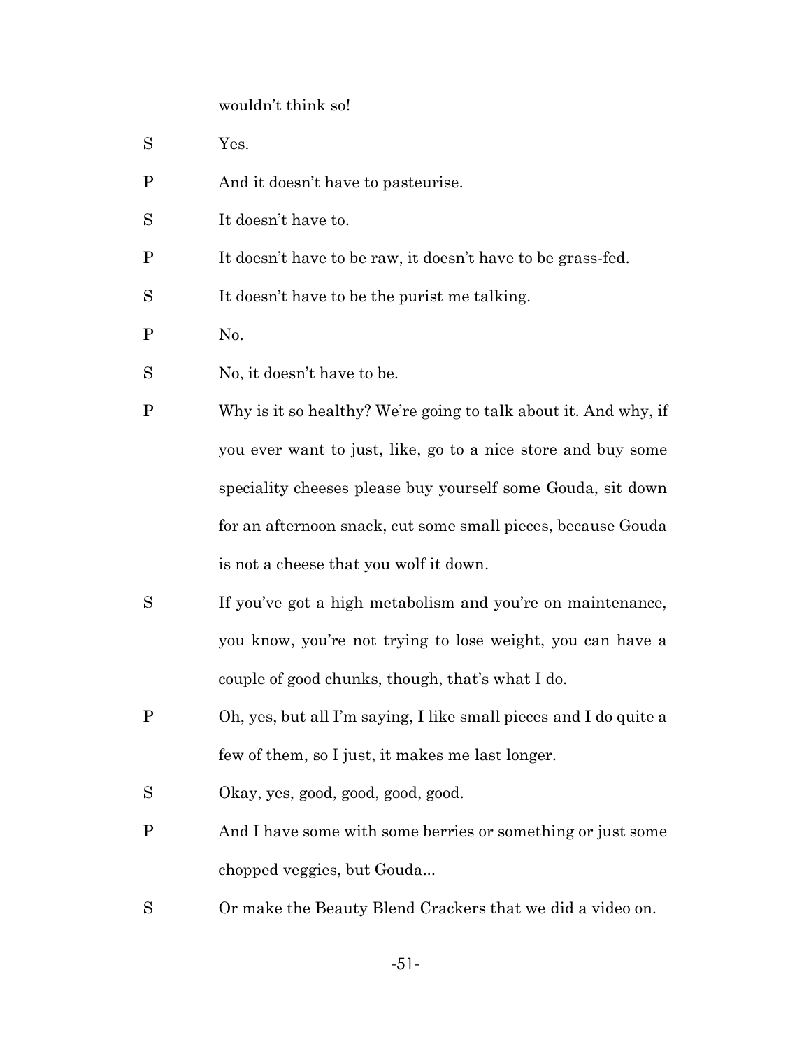wouldn't think so!

S Yes.

P And it doesn't have to pasteurise.

S It doesn't have to.

P It doesn't have to be raw, it doesn't have to be grass-fed.

S It doesn't have to be the purist me talking.

P No.

S No, it doesn't have to be.

P Why is it so healthy? We're going to talk about it. And why, if you ever want to just, like, go to a nice store and buy some speciality cheeses please buy yourself some Gouda, sit down for an afternoon snack, cut some small pieces, because Gouda is not a cheese that you wolf it down.

S If you've got a high metabolism and you're on maintenance, you know, you're not trying to lose weight, you can have a couple of good chunks, though, that's what I do.

P Oh, yes, but all I'm saying, I like small pieces and I do quite a few of them, so I just, it makes me last longer.

S Okay, yes, good, good, good, good.

P And I have some with some berries or something or just some chopped veggies, but Gouda...

S Or make the Beauty Blend Crackers that we did a video on.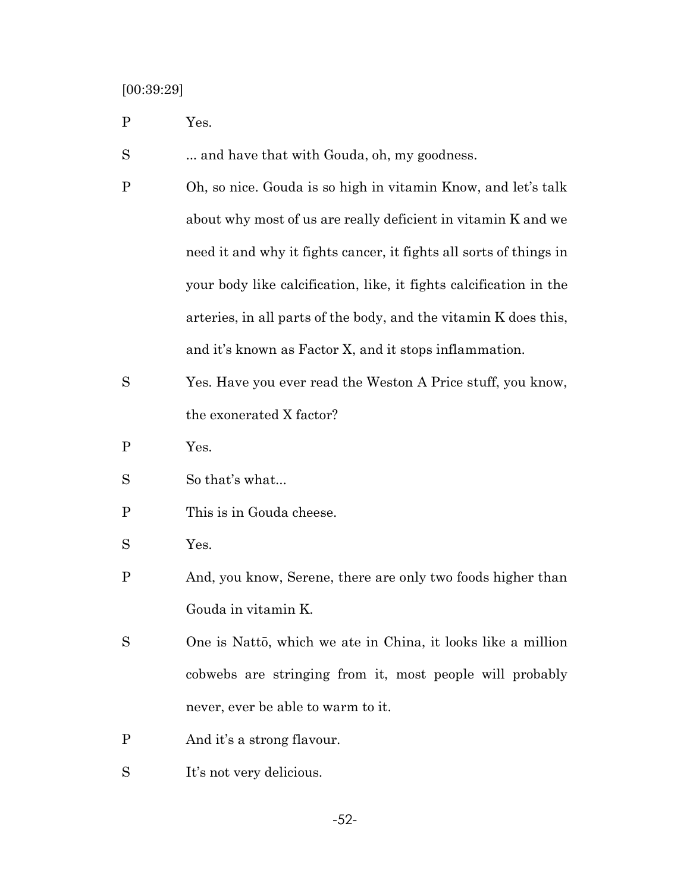[00:39:29]

P Yes.

S ... and have that with Gouda, oh, my goodness.

P Oh, so nice. Gouda is so high in vitamin Know, and let's talk about why most of us are really deficient in vitamin K and we need it and why it fights cancer, it fights all sorts of things in your body like calcification, like, it fights calcification in the arteries, in all parts of the body, and the vitamin K does this, and it's known as Factor X, and it stops inflammation.

S Yes. Have you ever read the Weston A Price stuff, you know, the exonerated X factor?

P Yes.

S So that's what...

P This is in Gouda cheese.

S Yes.

P And, you know, Serene, there are only two foods higher than Gouda in vitamin K.

S One is Nattō, which we ate in China, it looks like a million cobwebs are stringing from it, most people will probably never, ever be able to warm to it.

P And it's a strong flavour.

S It's not very delicious.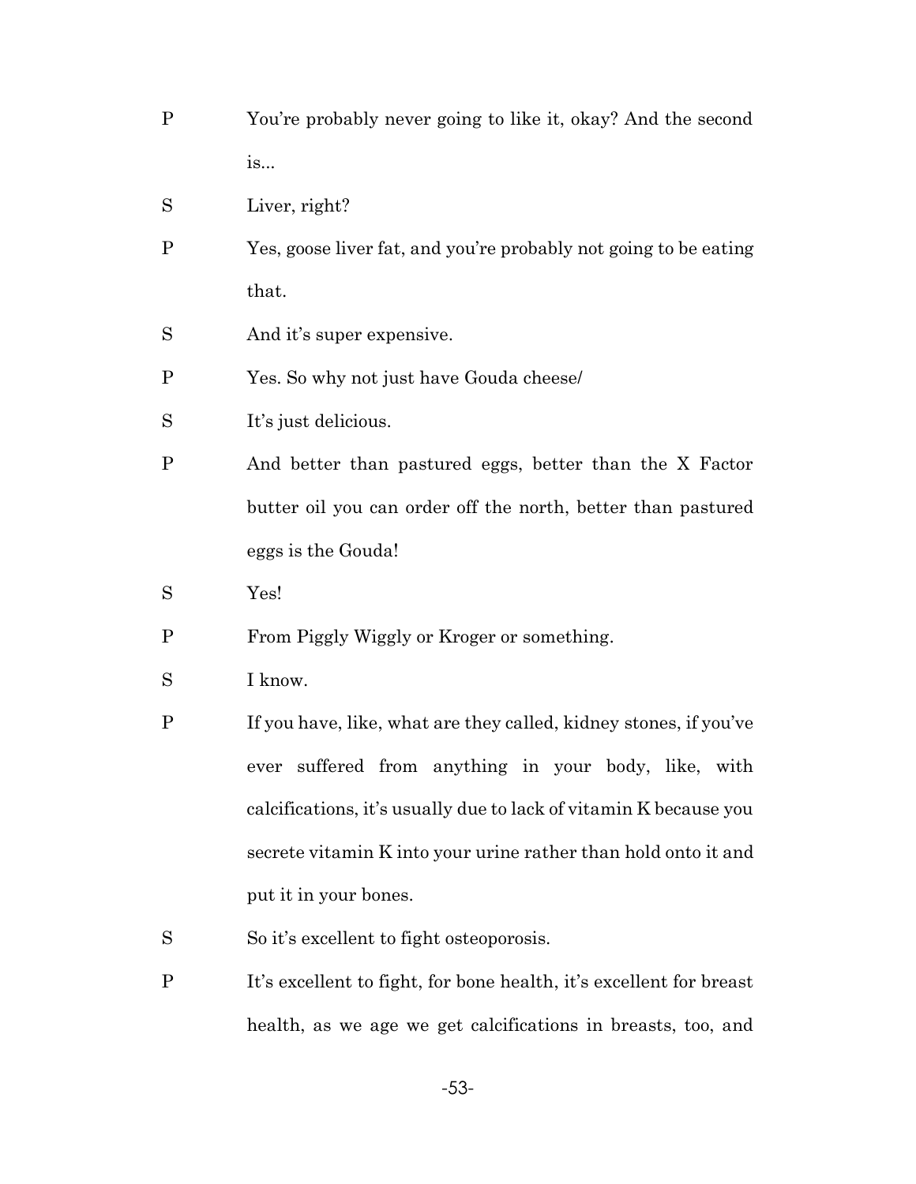P You're probably never going to like it, okay? And the second is...

S Liver, right?

P Yes, goose liver fat, and you're probably not going to be eating that.

S And it's super expensive.

P Yes. So why not just have Gouda cheese/

S It's just delicious.

P And better than pastured eggs, better than the X Factor butter oil you can order off the north, better than pastured eggs is the Gouda!

S Yes!

P From Piggly Wiggly or Kroger or something.

S I know.

P If you have, like, what are they called, kidney stones, if you've ever suffered from anything in your body, like, with calcifications, it's usually due to lack of vitamin K because you secrete vitamin K into your urine rather than hold onto it and put it in your bones.

S So it's excellent to fight osteoporosis.

P It's excellent to fight, for bone health, it's excellent for breast health, as we age we get calcifications in breasts, too, and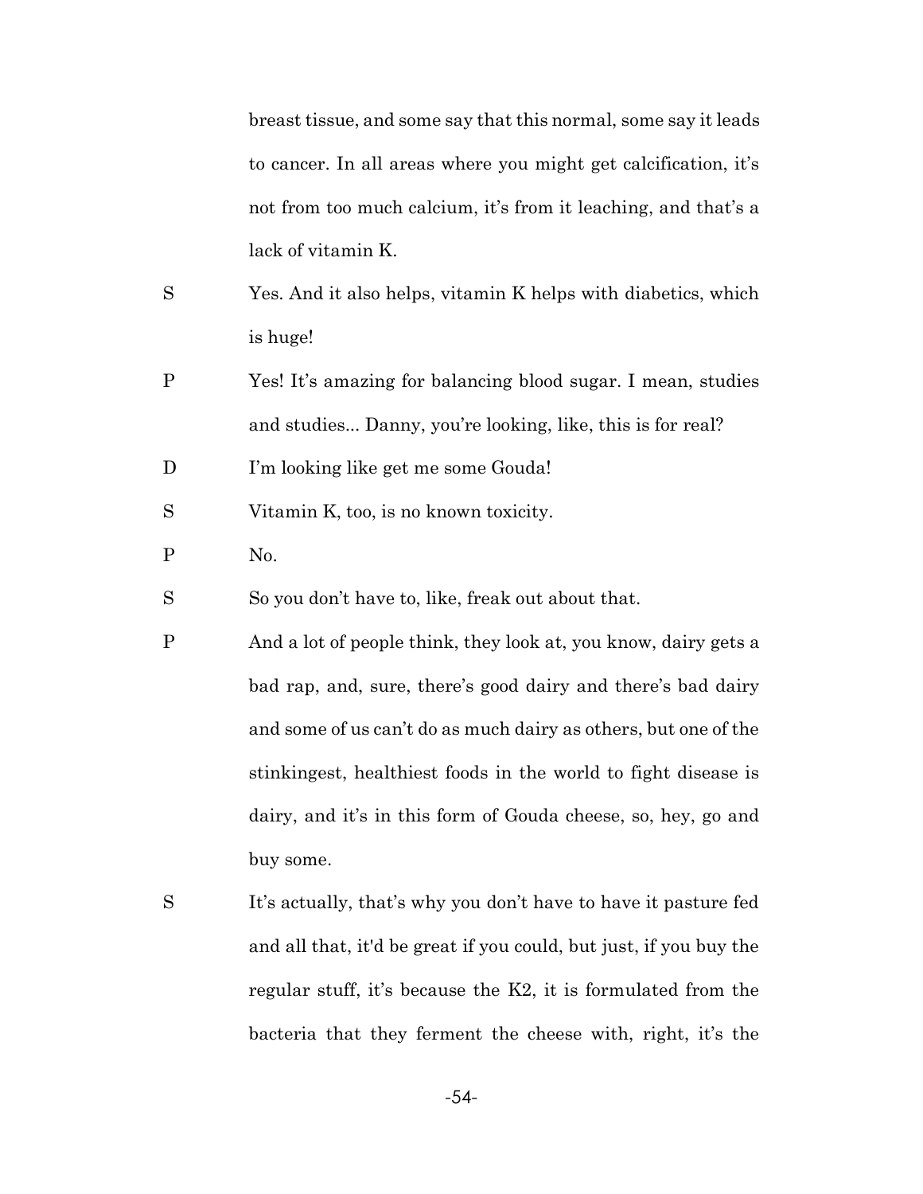breast tissue, and some say that this normal, some say it leads to cancer. In all areas where you might get calcification, it's not from too much calcium, it's from it leaching, and that's a lack of vitamin K.

S	Yes. And it also helps, vitamin K helps with diabetics, which is huge!

P	Yes! It's amazing for balancing blood sugar. I mean, studies and studies... Danny, you're looking, like, this is for real?

D	I'm looking like get me some Gouda!

S	Vitamin K, too, is no known toxicity.

P	No.

S	So you don't have to, like, freak out about that.

P	And a lot of people think, they look at, you know, dairy gets a bad rap, and, sure, there's good dairy and there's bad dairy and some of us can't do as much dairy as others, but one of the stinkingest, healthiest foods in the world to fight disease is dairy, and it's in this form of Gouda cheese, so, hey, go and buy some.

S	It's actually, that's why you don't have to have it pasture fed and all that, it'd be great if you could, but just, if you buy the regular stuff, it's because the K2, it is formulated from the bacteria that they ferment the cheese with, right, it's the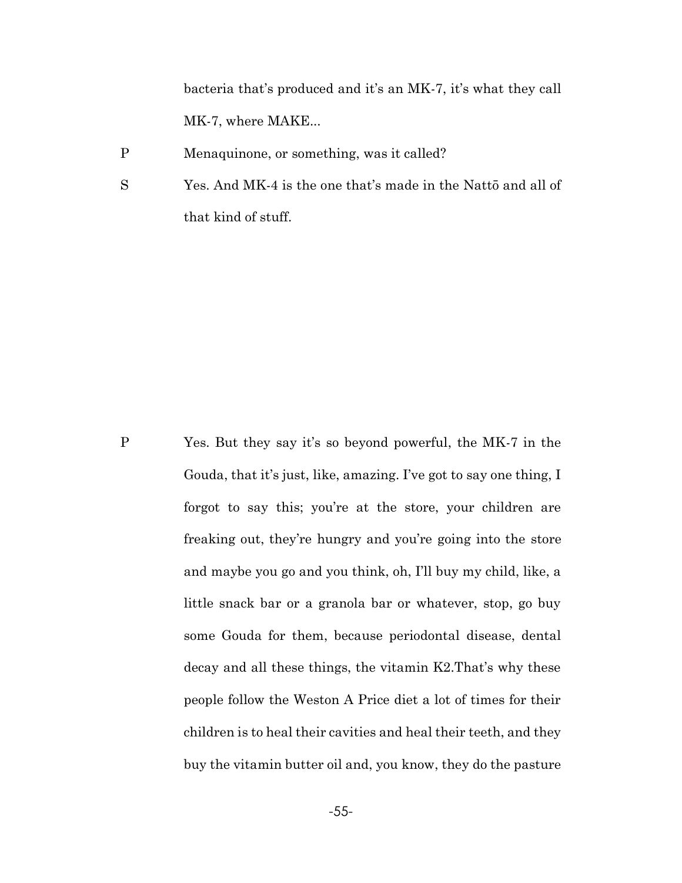bacteria that's produced and it's an MK-7, it's what they call MK-7, where MAKE...

P Menaquinone, or something, was it called?

S Yes. And MK-4 is the one that's made in the Nattō and all of that kind of stuff.

P Yes. But they say it's so beyond powerful, the MK-7 in the Gouda, that it's just, like, amazing. I've got to say one thing, I forgot to say this; you're at the store, your children are freaking out, they're hungry and you're going into the store and maybe you go and you think, oh, I'll buy my child, like, a little snack bar or a granola bar or whatever, stop, go buy some Gouda for them, because periodontal disease, dental decay and all these things, the vitamin K2.That's why these people follow the Weston A Price diet a lot of times for their children is to heal their cavities and heal their teeth, and they buy the vitamin butter oil and, you know, they do the pasture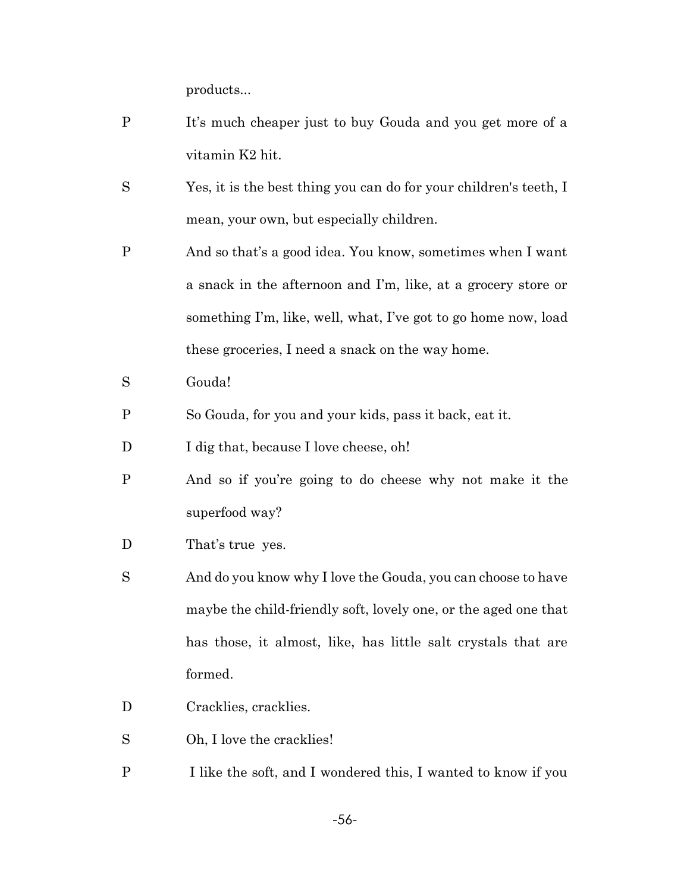products...

P It's much cheaper just to buy Gouda and you get more of a vitamin K2 hit.

S Yes, it is the best thing you can do for your children's teeth, I mean, your own, but especially children.

P And so that's a good idea. You know, sometimes when I want a snack in the afternoon and I'm, like, at a grocery store or something I'm, like, well, what, I've got to go home now, load these groceries, I need a snack on the way home.

S Gouda!

P So Gouda, for you and your kids, pass it back, eat it.

D I dig that, because I love cheese, oh!

P And so if you're going to do cheese why not make it the superfood way?

D That's true yes.

S And do you know why I love the Gouda, you can choose to have maybe the child-friendly soft, lovely one, or the aged one that has those, it almost, like, has little salt crystals that are formed.

D Cracklies, cracklies.

S Oh, I love the cracklies!

P I like the soft, and I wondered this, I wanted to know if you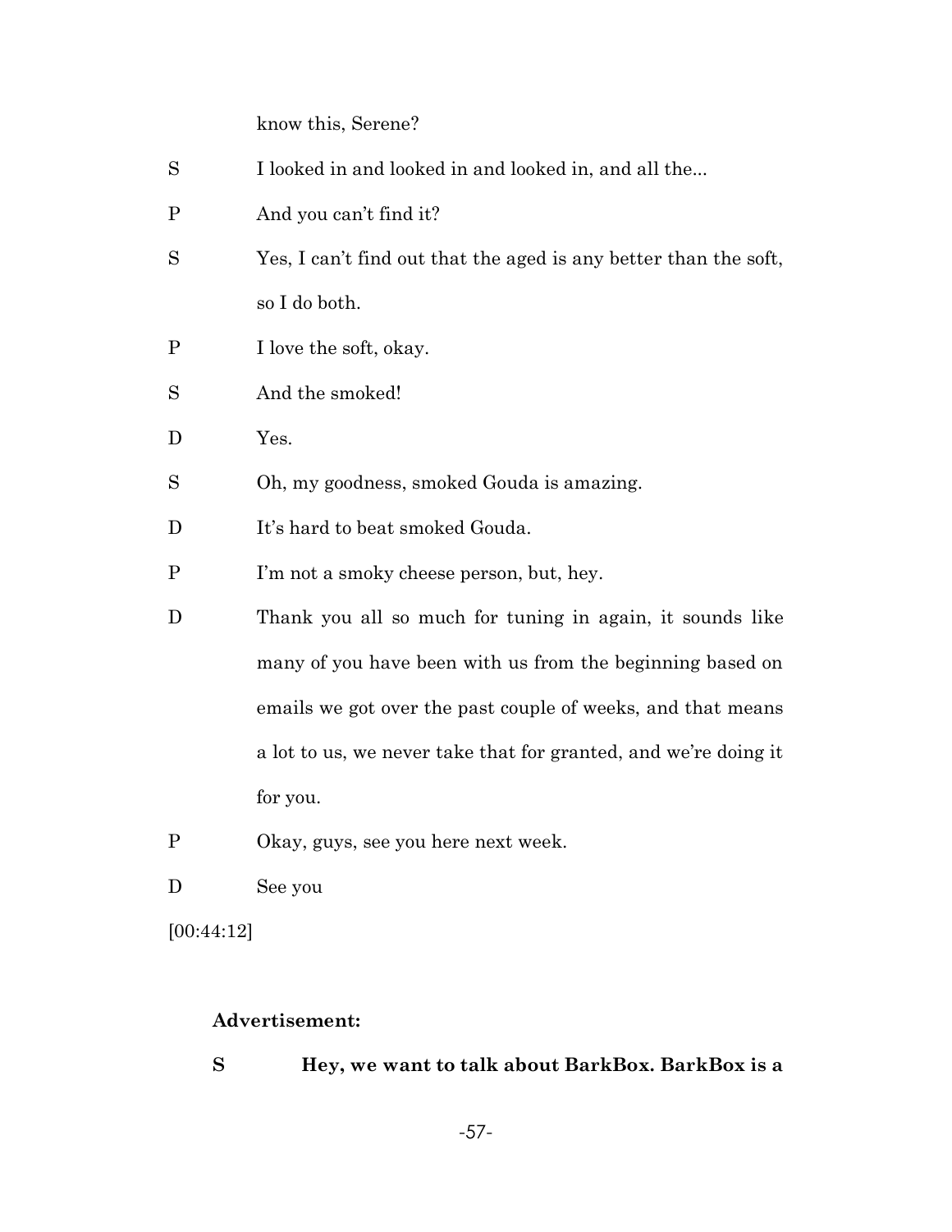know this, Serene?

S	I looked in and looked in and looked in, and all the...

P	And you can't find it?

S	Yes, I can't find out that the aged is any better than the soft, so I do both.

P	I love the soft, okay.

S	And the smoked!

D	Yes.

S	Oh, my goodness, smoked Gouda is amazing.

D	It's hard to beat smoked Gouda.

P	I'm not a smoky cheese person, but, hey.

D	Thank you all so much for tuning in again, it sounds like many of you have been with us from the beginning based on emails we got over the past couple of weeks, and that means a lot to us, we never take that for granted, and we're doing it for you.

P	Okay, guys, see you here next week.

D	See you

[00:44:12]

**Advertisement:**

**S	Hey, we want to talk about BarkBox. BarkBox is a**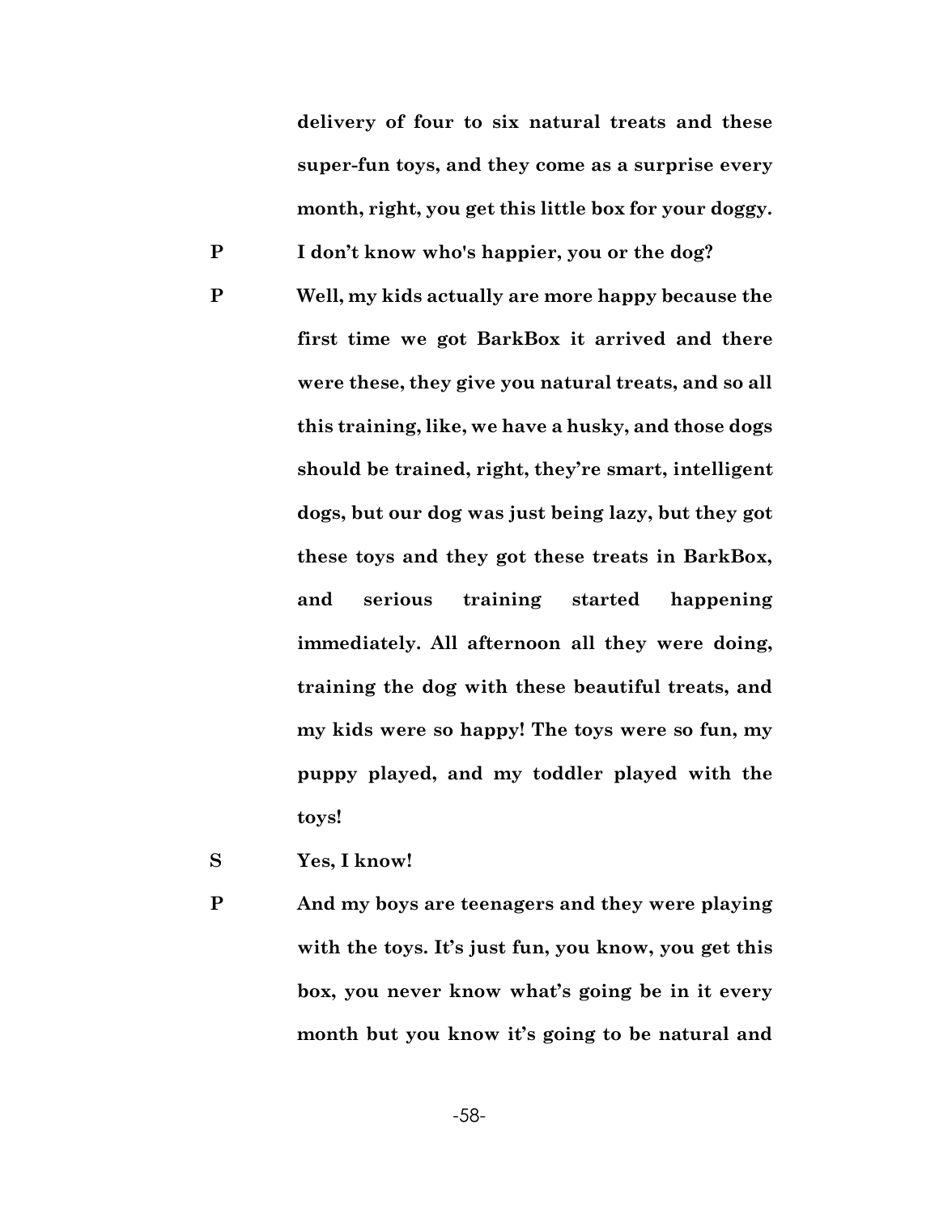**delivery of four to six natural treats and these super-fun toys, and they come as a surprise every month, right, you get this little box for your doggy.**

**P** **I don't know who's happier, you or the dog?**

**P** **Well, my kids actually are more happy because the first time we got BarkBox it arrived and there were these, they give you natural treats, and so all this training, like, we have a husky, and those dogs should be trained, right, they're smart, intelligent dogs, but our dog was just being lazy, but they got these toys and they got these treats in BarkBox, and serious training started happening immediately. All afternoon all they were doing, training the dog with these beautiful treats, and my kids were so happy! The toys were so fun, my puppy played, and my toddler played with the toys!**

**S** **Yes, I know!**

**P** **And my boys are teenagers and they were playing with the toys. It's just fun, you know, you get this box, you never know what's going be in it every month but you know it's going to be natural and**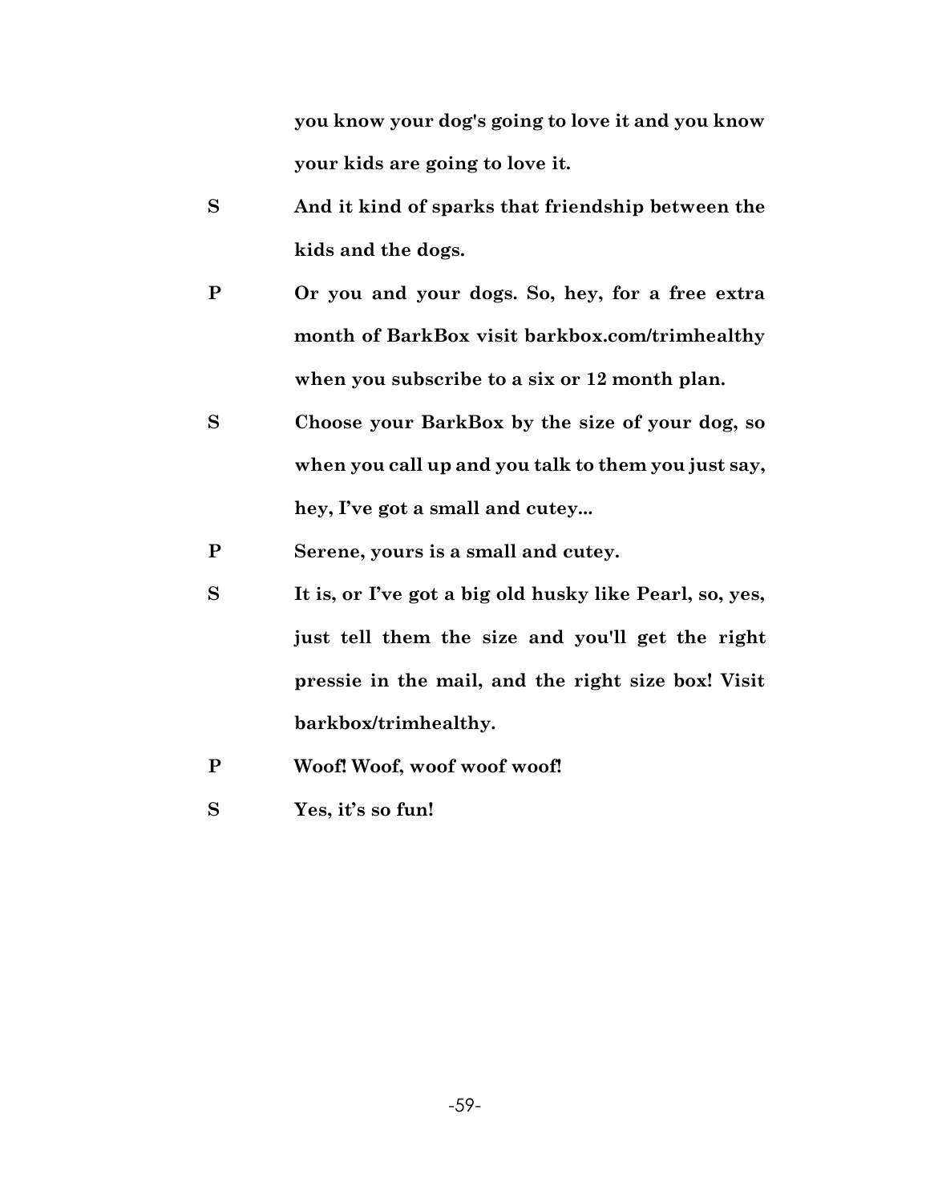**you know your dog's going to love it and you know your kids are going to love it.**

**S And it kind of sparks that friendship between the kids and the dogs.**

**P Or you and your dogs. So, hey, for a free extra month of BarkBox visit barkbox.com/trimhealthy when you subscribe to a six or 12 month plan.**

**S Choose your BarkBox by the size of your dog, so when you call up and you talk to them you just say, hey, I've got a small and cutey...**

**P Serene, yours is a small and cutey.**

**S It is, or I've got a big old husky like Pearl, so, yes, just tell them the size and you'll get the right pressie in the mail, and the right size box! Visit barkbox/trimhealthy.**

**P Woof! Woof, woof woof woof!**

**S Yes, it's so fun!**